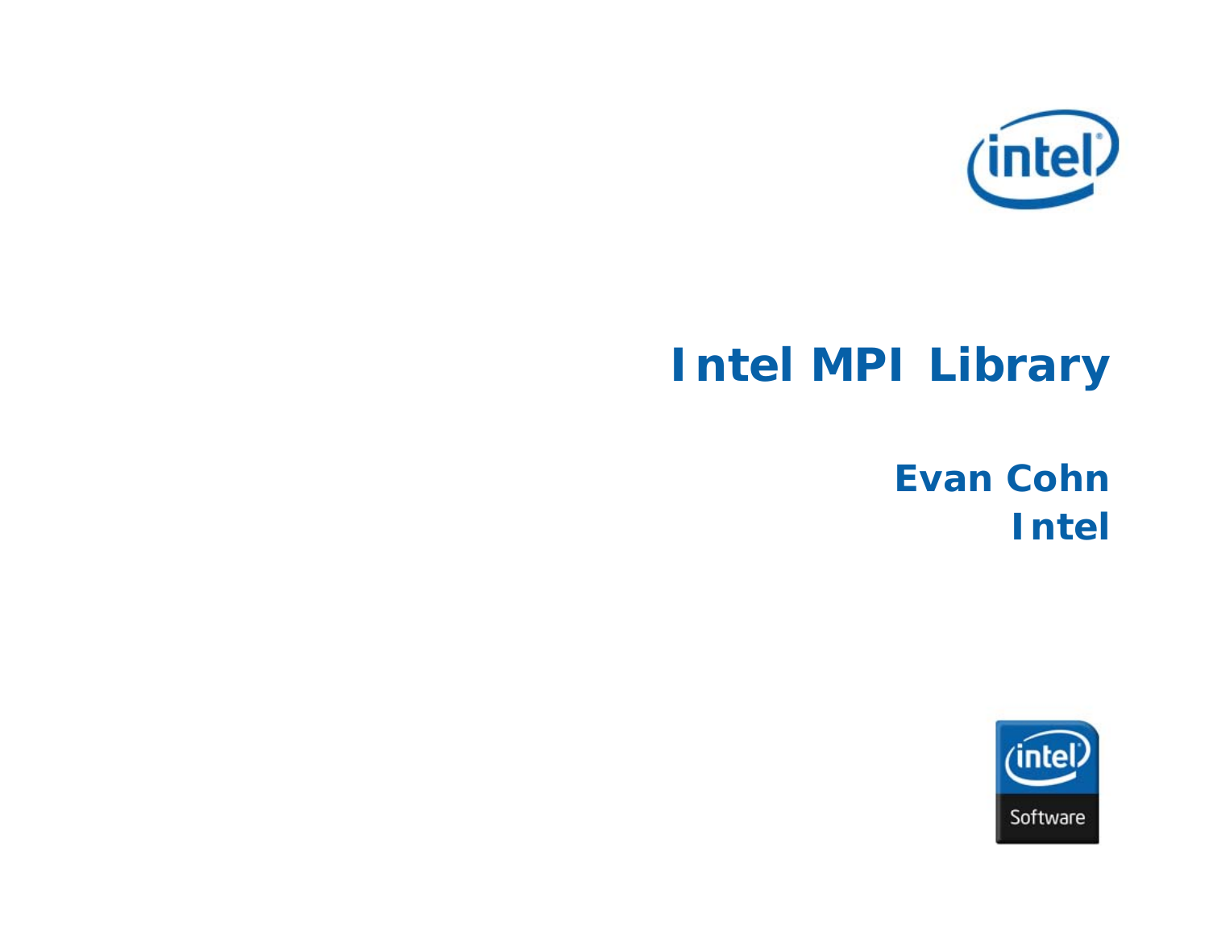# Intel MPI Library

**Evan Cohn**
**Intel**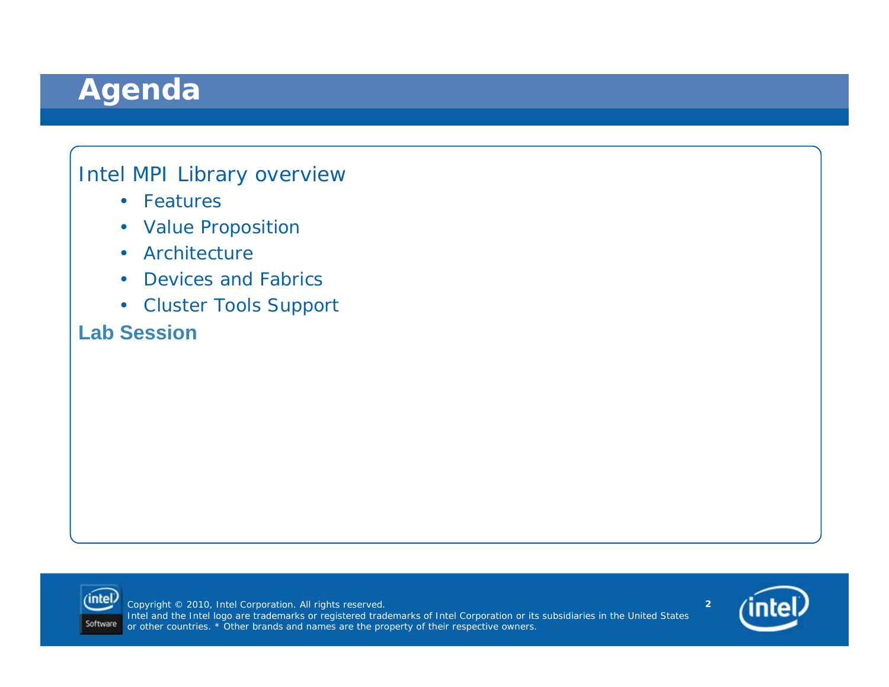# Agenda

Intel MPI Library overview

- Features
- Value Proposition
- Architecture
- Devices and Fabrics
- Cluster Tools Support

**Lab Session**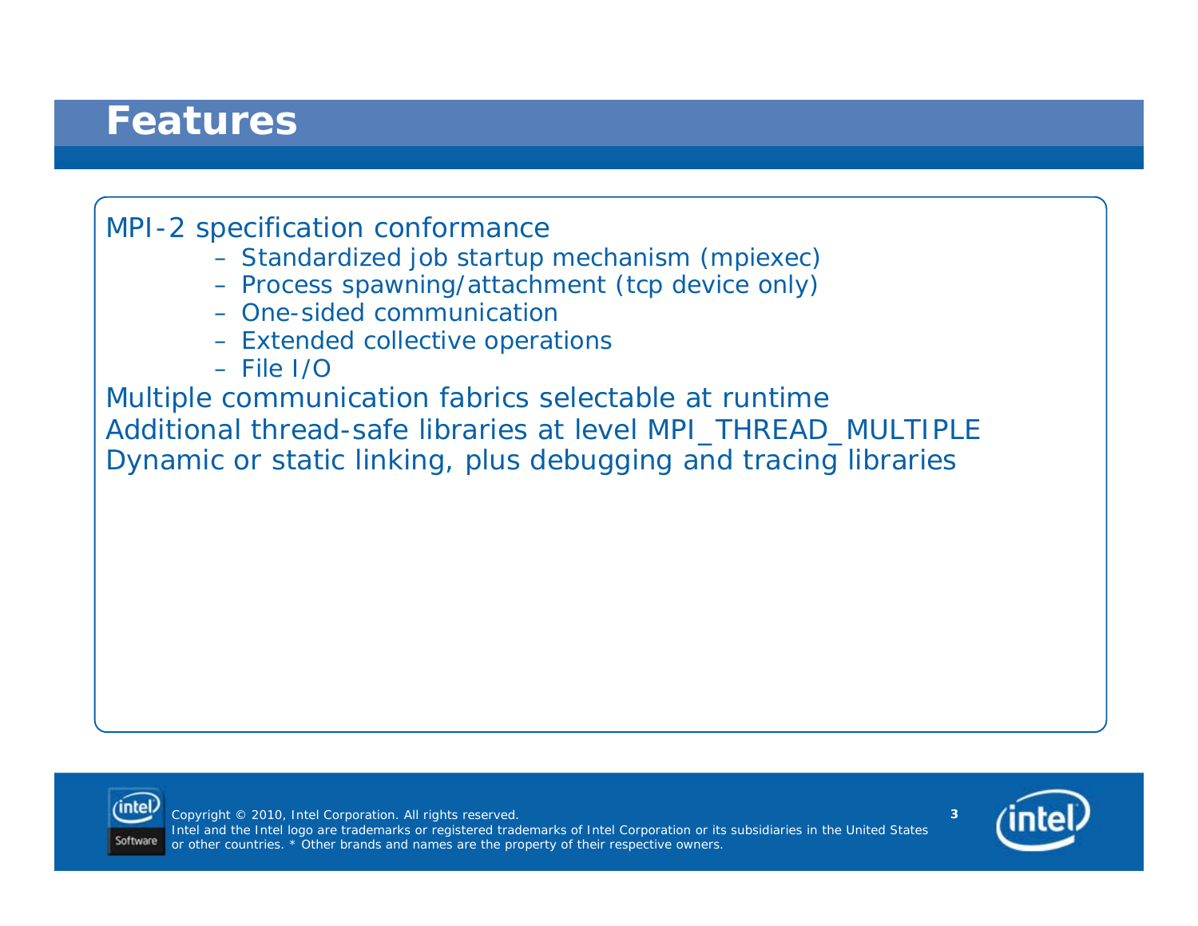# Features

MPI-2 specification conformance

- Standardized job startup mechanism (mpiexec)
- Process spawning/attachment (tcp device only)
- One-sided communication
- Extended collective operations
- File I/O

Multiple communication fabrics selectable at runtime

Additional thread-safe libraries at level MPI_THREAD_MULTIPLE

Dynamic or static linking, plus debugging and tracing libraries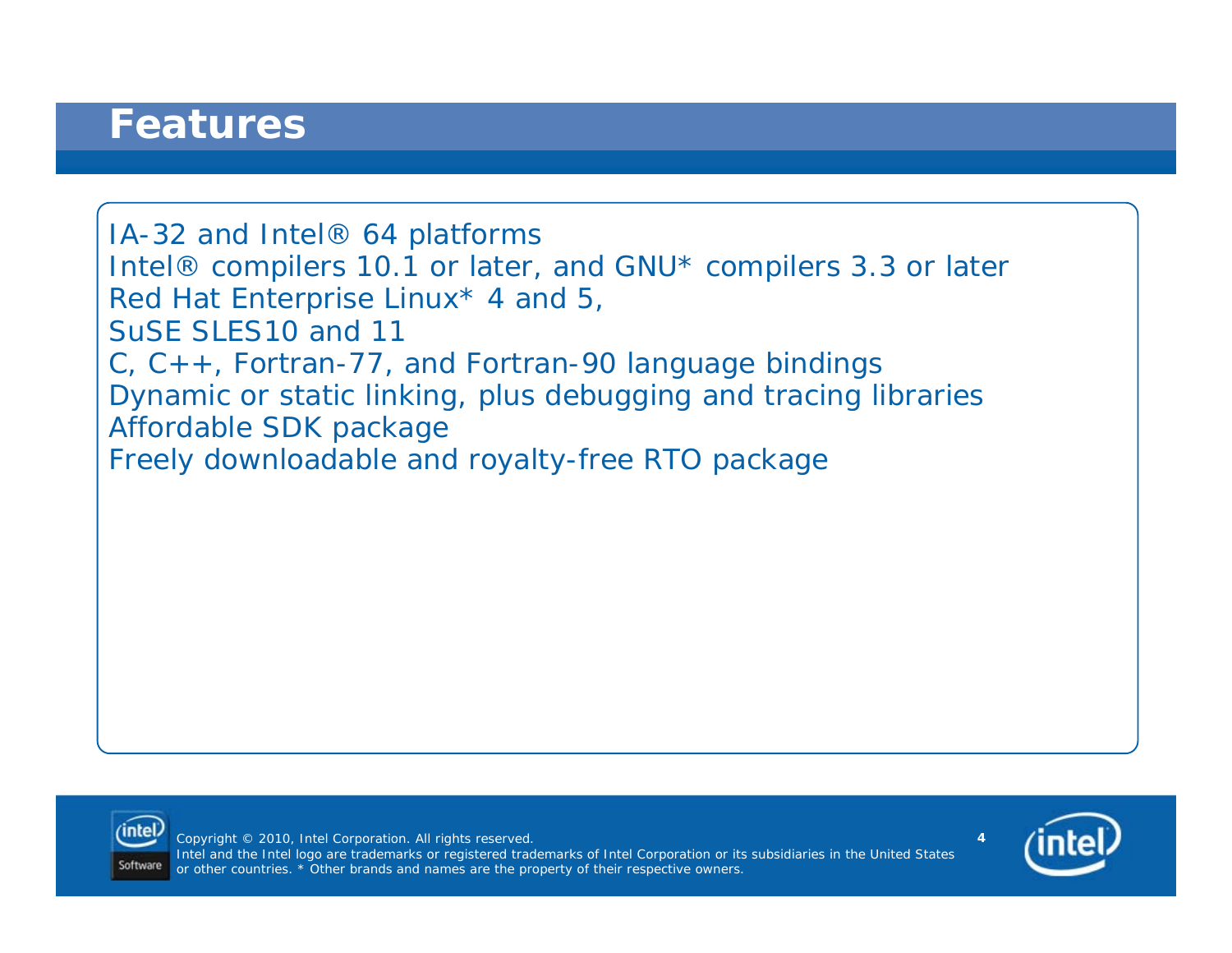# Features

IA-32 and Intel® 64 platforms

Intel® compilers 10.1 or later, and GNU* compilers 3.3 or later

Red Hat Enterprise Linux* 4 and 5,

SuSE SLES10 and 11

C, C++, Fortran-77, and Fortran-90 language bindings

Dynamic or static linking, plus debugging and tracing libraries

Affordable SDK package

Freely downloadable and royalty-free RTO package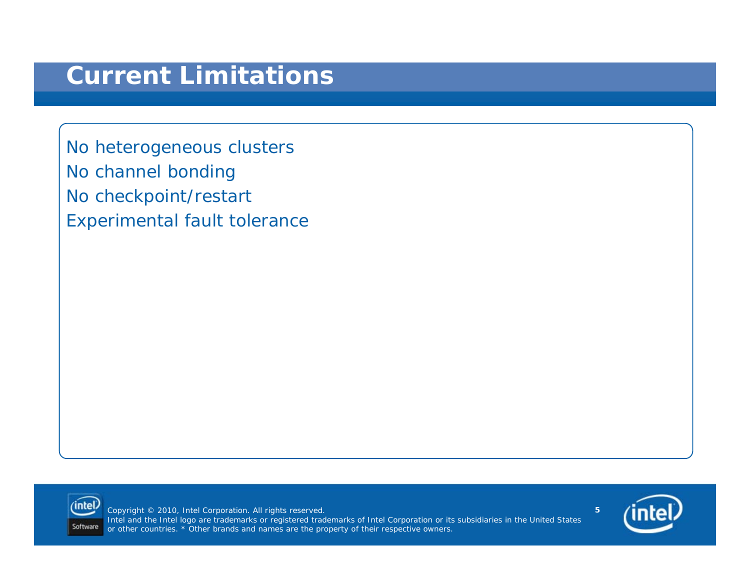# Current Limitations

No heterogeneous clusters

No channel bonding

No checkpoint/restart

Experimental fault tolerance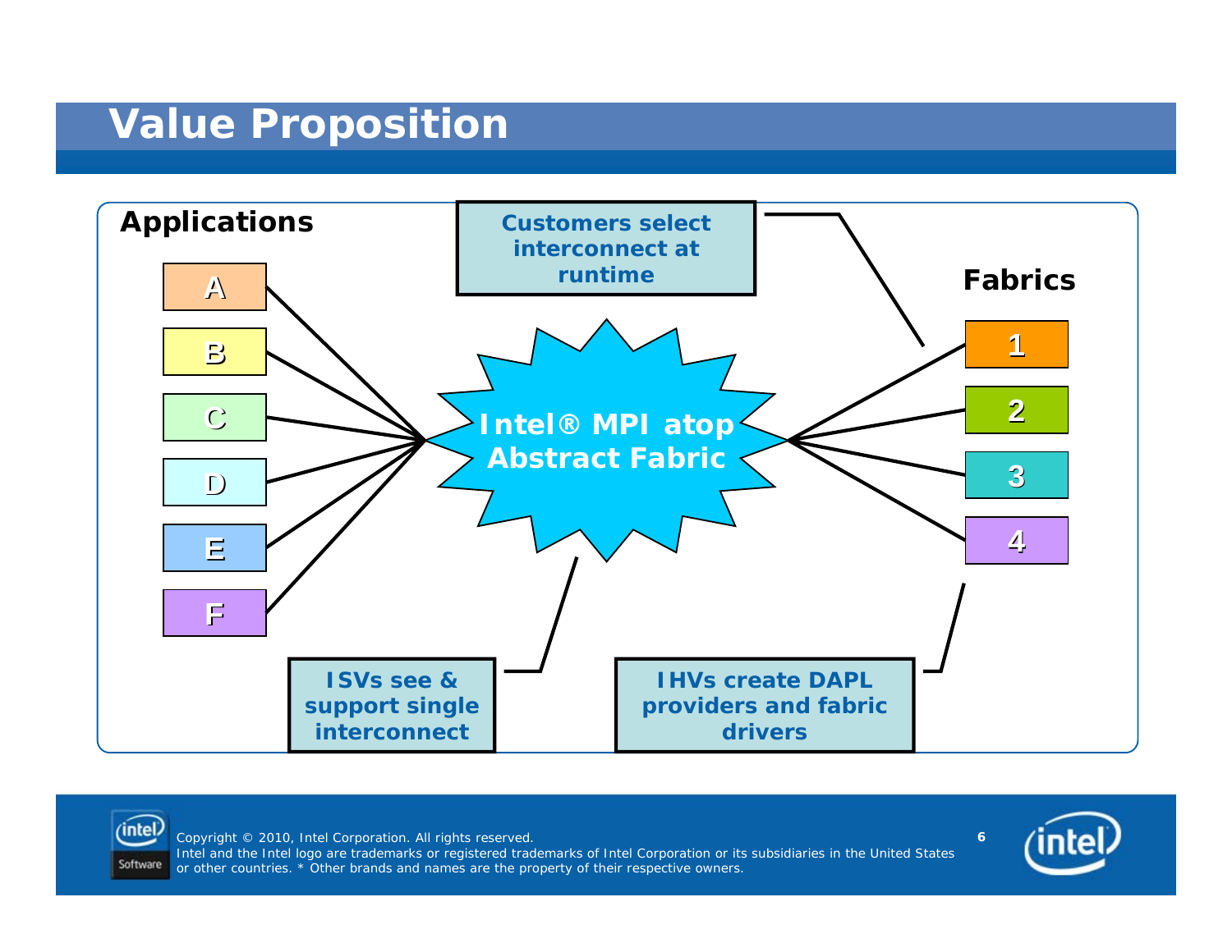# Value Proposition

**Applications**

- A
- B
- C
- D
- E
- F

**Intel® MPI atop Abstract Fabric**

**Fabrics**

- 1
- 2
- 3
- 4

**Customers select interconnect at runtime**

**ISVs see & support single interconnect**

**IHVs create DAPL providers and fabric drivers**

Copyright © 2010, Intel Corporation. All rights reserved.
Intel and the Intel logo are trademarks or registered trademarks of Intel Corporation or its subsidiaries in the United States or other countries. * Other brands and names are the property of their respective owners.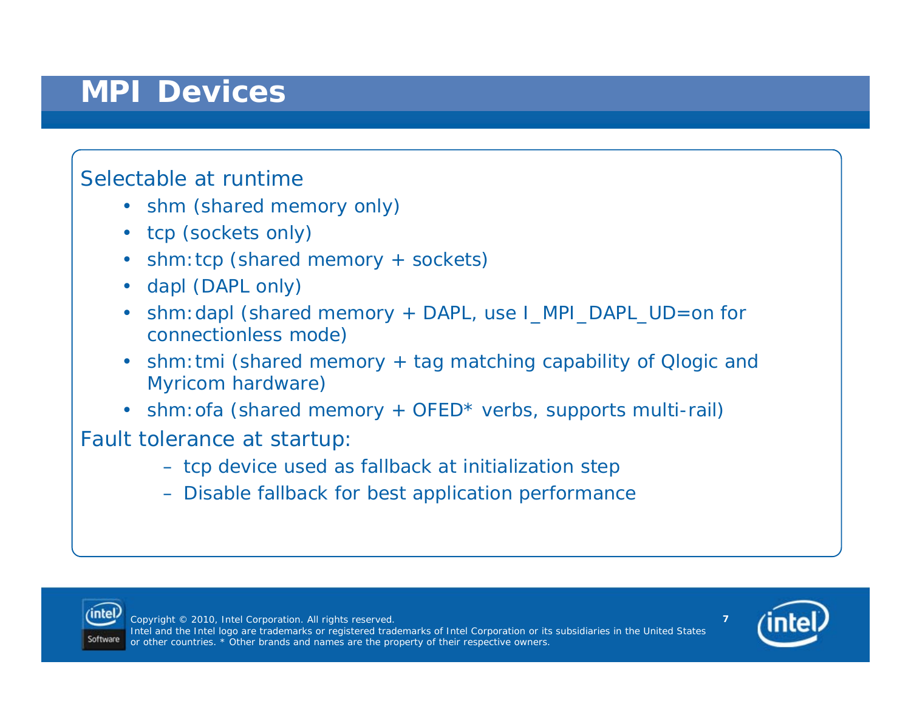# MPI Devices

Selectable at runtime

- shm (shared memory only)
- tcp (sockets only)
- shm:tcp (shared memory + sockets)
- dapl (DAPL only)
- shm:dapl (shared memory + DAPL, use I_MPI_DAPL_UD=on for connectionless mode)
- shm:tmi (shared memory + tag matching capability of Qlogic and Myricom hardware)
- shm:ofa (shared memory + OFED* verbs, supports multi-rail)

Fault tolerance at startup:

- tcp device used as fallback at initialization step
- Disable fallback for best application performance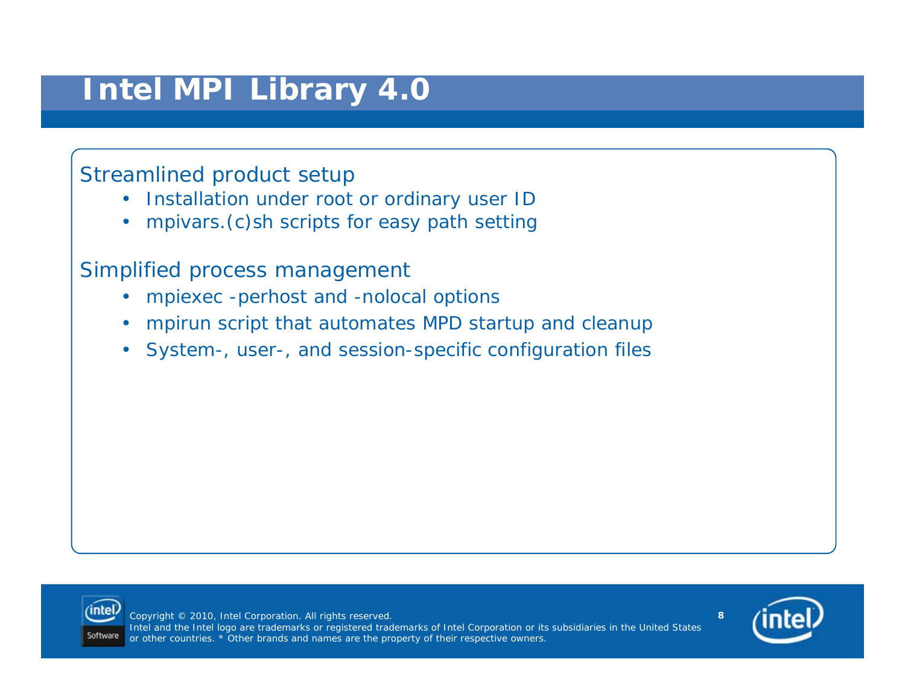# Intel MPI Library 4.0

Streamlined product setup

- Installation under root or ordinary user ID
- mpivars.(c)sh scripts for easy path setting

Simplified process management

- mpiexec -perhost and -nolocal options
- mpirun script that automates MPD startup and cleanup
- System-, user-, and session-specific configuration files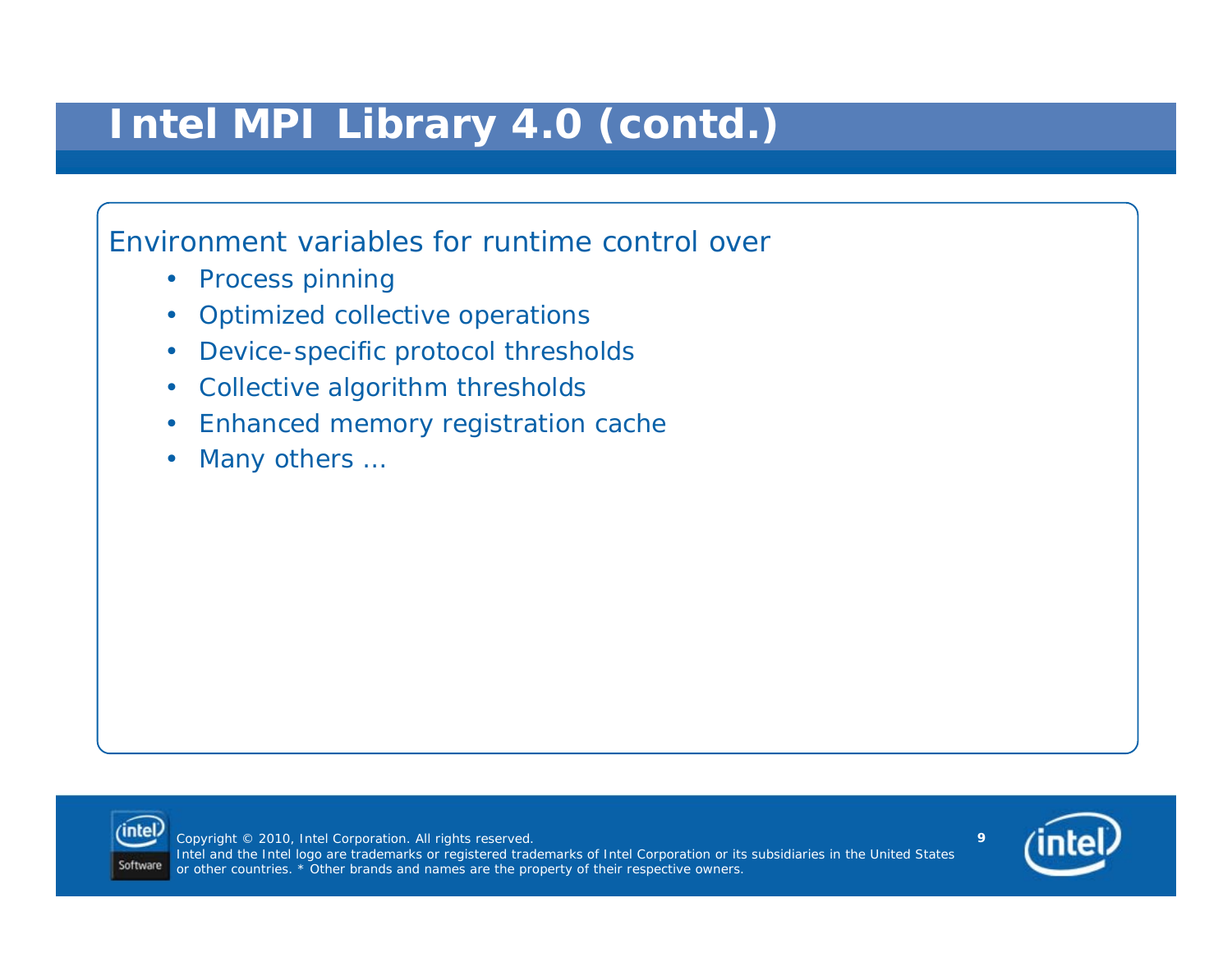# Intel MPI Library 4.0 (contd.)

Environment variables for runtime control over

- Process pinning
- Optimized collective operations
- Device-specific protocol thresholds
- Collective algorithm thresholds
- Enhanced memory registration cache
- Many others …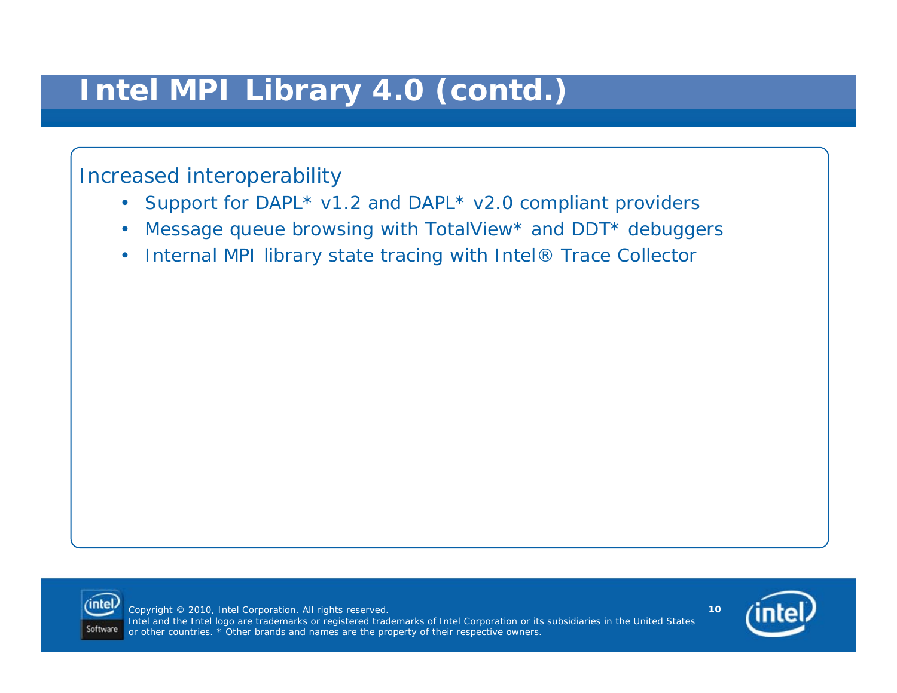# Intel MPI Library 4.0 (contd.)

Increased interoperability

- Support for DAPL* v1.2 and DAPL* v2.0 compliant providers
- Message queue browsing with TotalView* and DDT* debuggers
- Internal MPI library state tracing with Intel® Trace Collector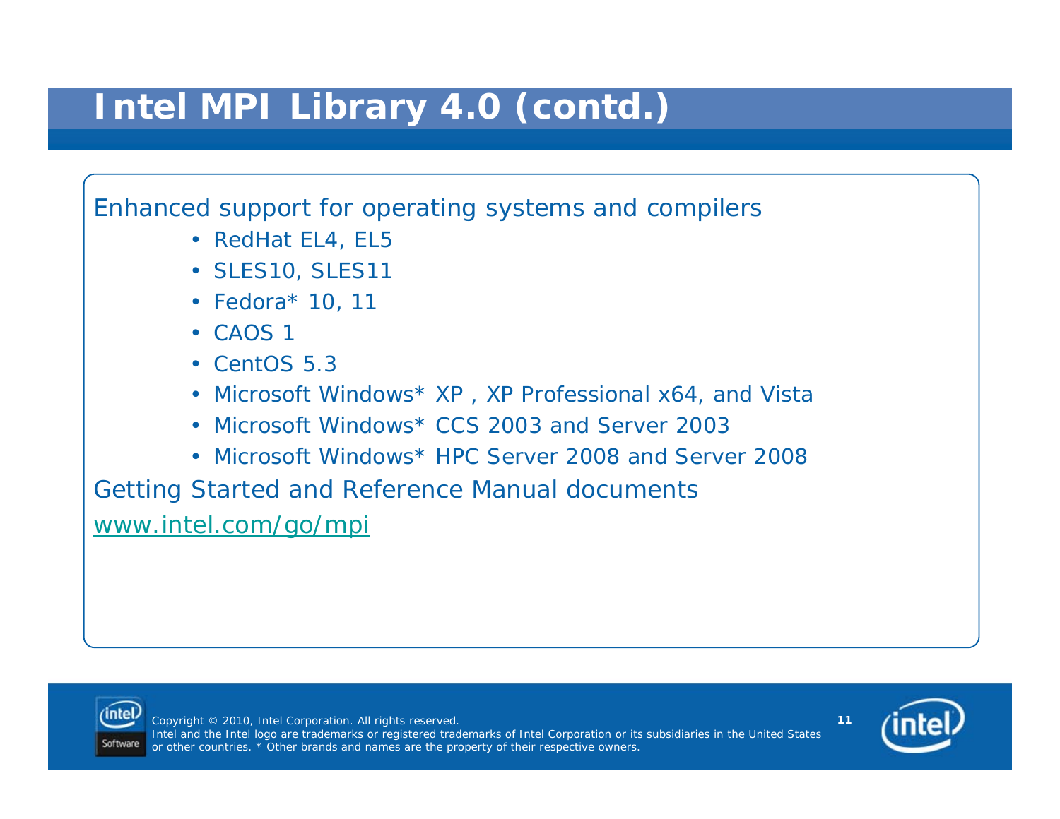# Intel MPI Library 4.0 (contd.)

Enhanced support for operating systems and compilers

- RedHat EL4, EL5
- SLES10, SLES11
- Fedora* 10, 11
- CAOS 1
- CentOS 5.3
- Microsoft Windows* XP , XP Professional x64, and Vista
- Microsoft Windows* CCS 2003 and Server 2003
- Microsoft Windows* HPC Server 2008 and Server 2008

Getting Started and Reference Manual documents

www.intel.com/go/mpi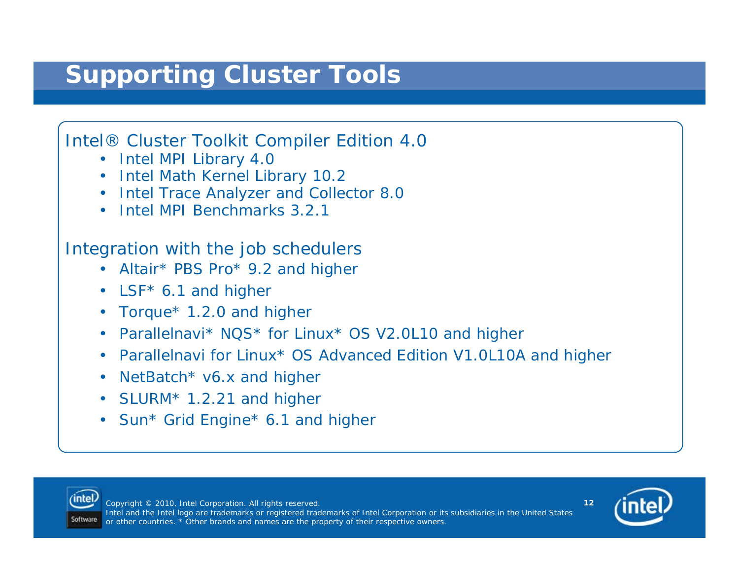# Supporting Cluster Tools

Intel® Cluster Toolkit Compiler Edition 4.0

- Intel MPI Library 4.0
- Intel Math Kernel Library 10.2
- Intel Trace Analyzer and Collector 8.0
- Intel MPI Benchmarks 3.2.1

Integration with the job schedulers

- Altair* PBS Pro* 9.2 and higher
- LSF* 6.1 and higher
- Torque* 1.2.0 and higher
- Parallelnavi* NQS* for Linux* OS V2.0L10 and higher
- Parallelnavi for Linux* OS Advanced Edition V1.0L10A and higher
- NetBatch* v6.x and higher
- SLURM* 1.2.21 and higher
- Sun* Grid Engine* 6.1 and higher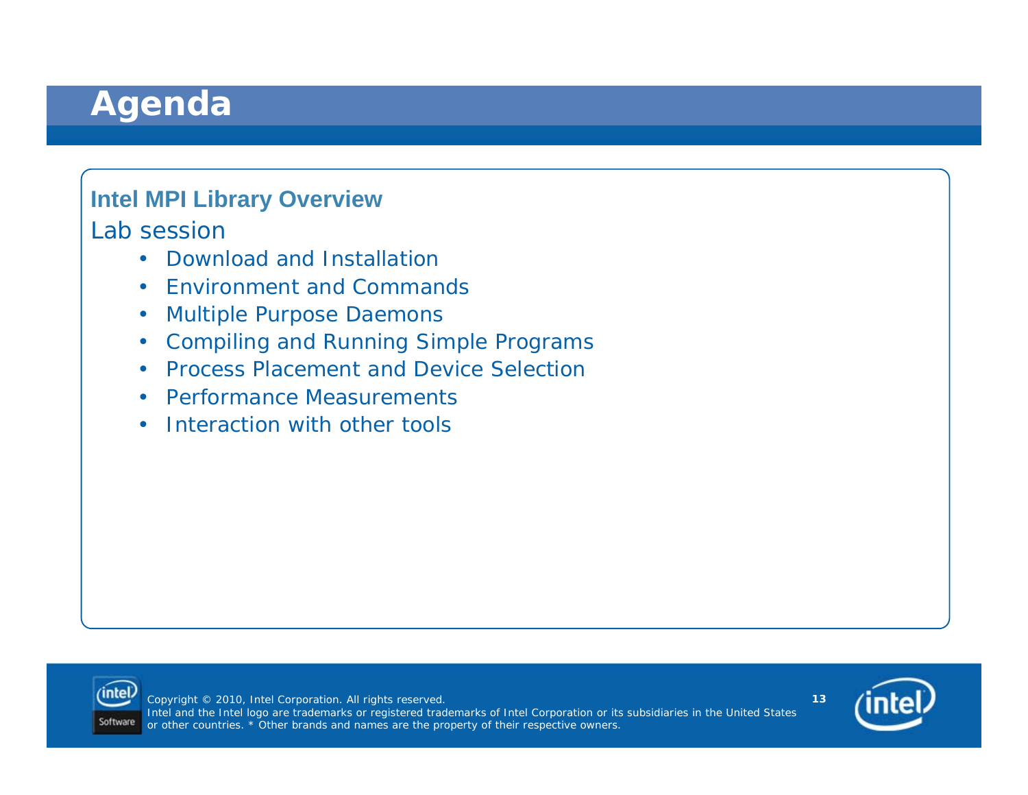# Agenda

**Intel MPI Library Overview**

Lab session

- Download and Installation
- Environment and Commands
- Multiple Purpose Daemons
- Compiling and Running Simple Programs
- Process Placement and Device Selection
- Performance Measurements
- Interaction with other tools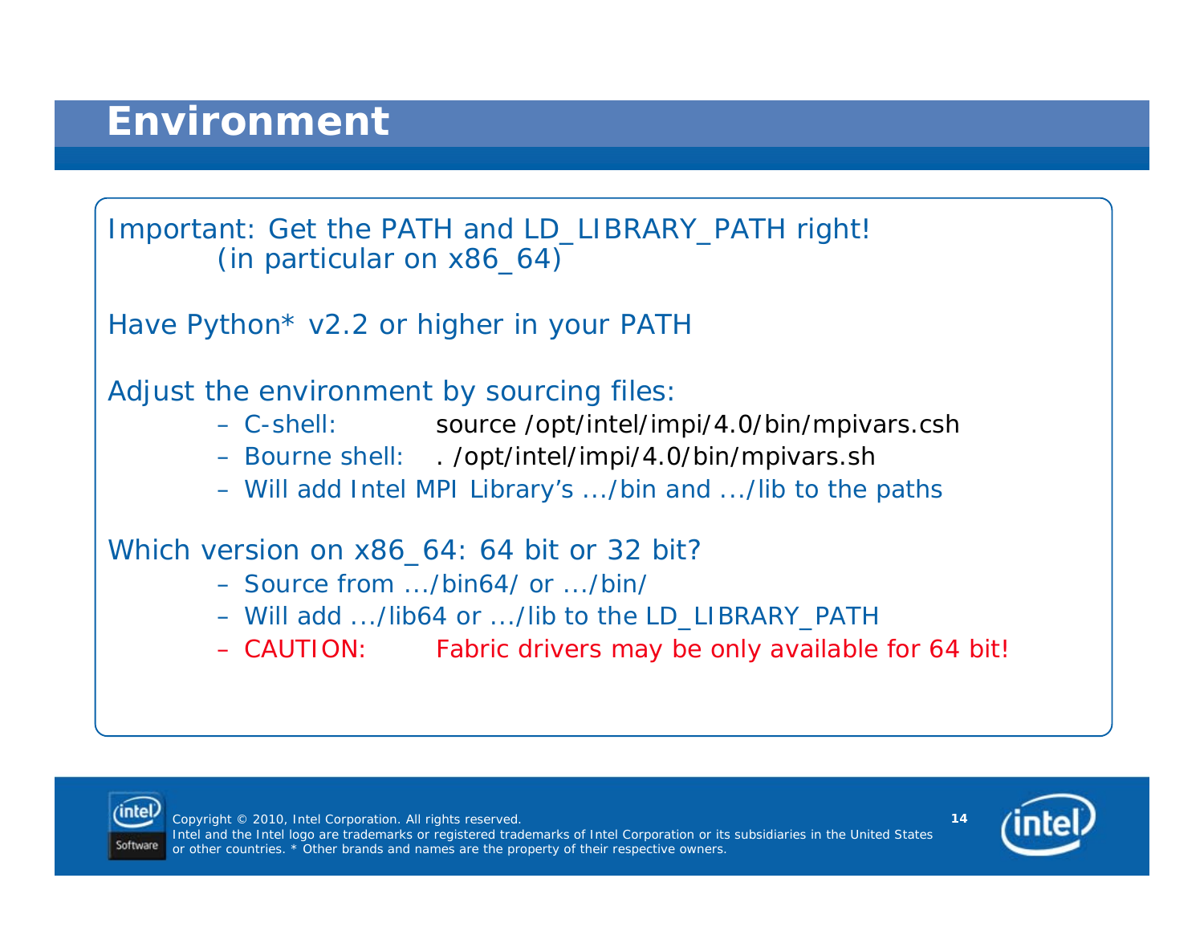# Environment

Important: Get the PATH and LD_LIBRARY_PATH right!
(in particular on x86_64)

Have Python* v2.2 or higher in your PATH

Adjust the environment by sourcing files:

- C-shell: source /opt/intel/impi/4.0/bin/mpivars.csh
- Bourne shell: . /opt/intel/impi/4.0/bin/mpivars.sh
- Will add Intel MPI Library's .../bin and .../lib to the paths

Which version on x86_64: 64 bit or 32 bit?

- Source from .../bin64/ or .../bin/
- Will add .../lib64 or .../lib to the LD_LIBRARY_PATH
- CAUTION: Fabric drivers may be only available for 64 bit!

Copyright © 2010, Intel Corporation. All rights reserved.
Intel and the Intel logo are trademarks or registered trademarks of Intel Corporation or its subsidiaries in the United States or other countries. * Other brands and names are the property of their respective owners.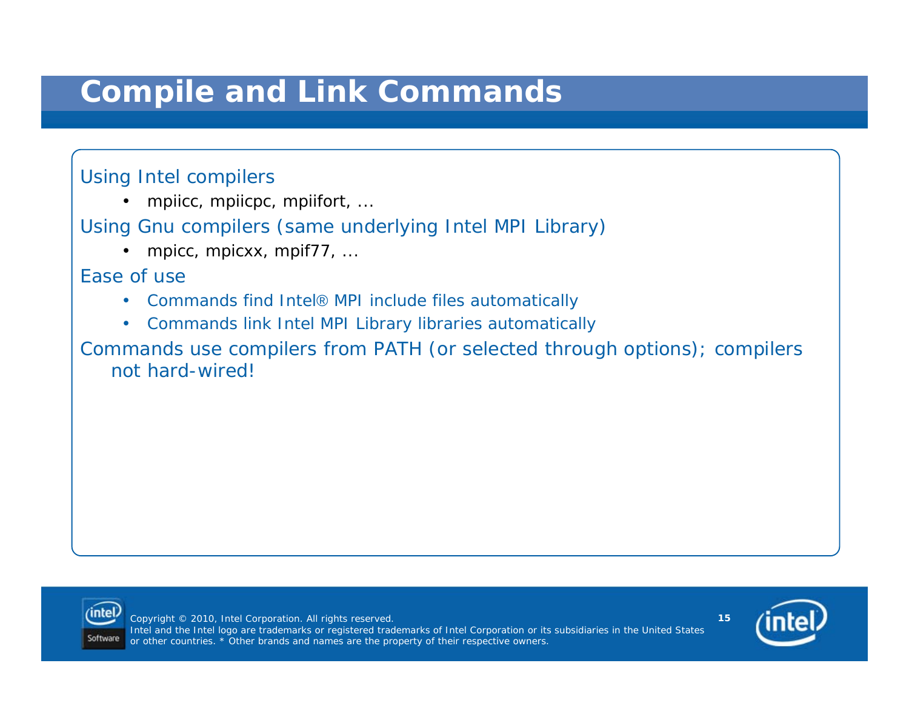# Compile and Link Commands

Using Intel compilers

- mpiicc, mpiicpc, mpiifort, ...

Using Gnu compilers (same underlying Intel MPI Library)

- mpicc, mpicxx, mpif77, ...

Ease of use

- Commands find Intel® MPI include files automatically
- Commands link Intel MPI Library libraries automatically

Commands use compilers from PATH (or selected through options); compilers not hard-wired!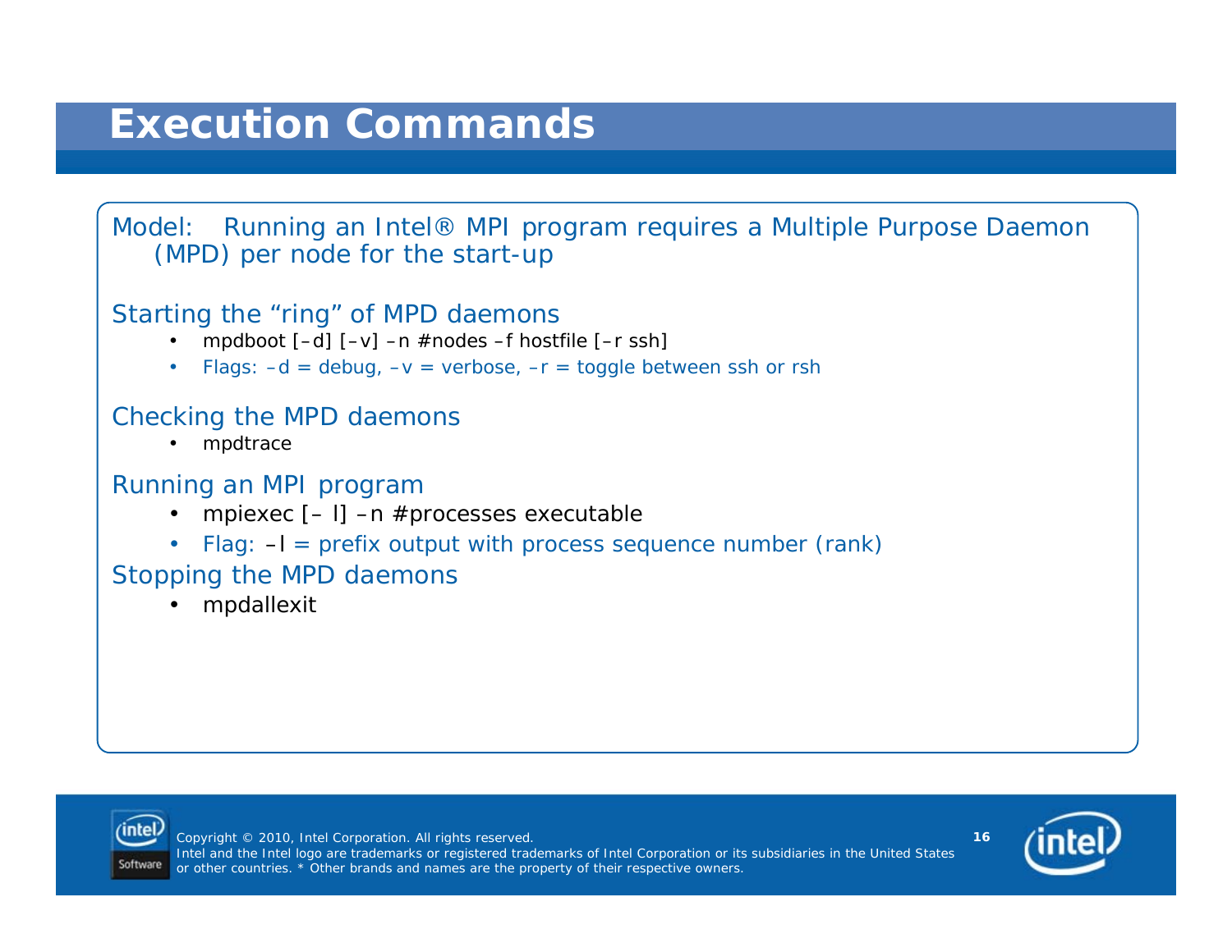# Execution Commands

Model: Running an Intel® MPI program requires a Multiple Purpose Daemon (MPD) per node for the start-up

Starting the “ring” of MPD daemons

- mpdboot [–d] [–v] –n #nodes –f hostfile [–r ssh]
- Flags: –d = debug, –v = verbose, –r = toggle between ssh or rsh

Checking the MPD daemons

- mpdtrace

Running an MPI program

- mpiexec [– l] –n #processes executable
- Flag: –l = prefix output with process sequence number (rank)

Stopping the MPD daemons

- mpdallexit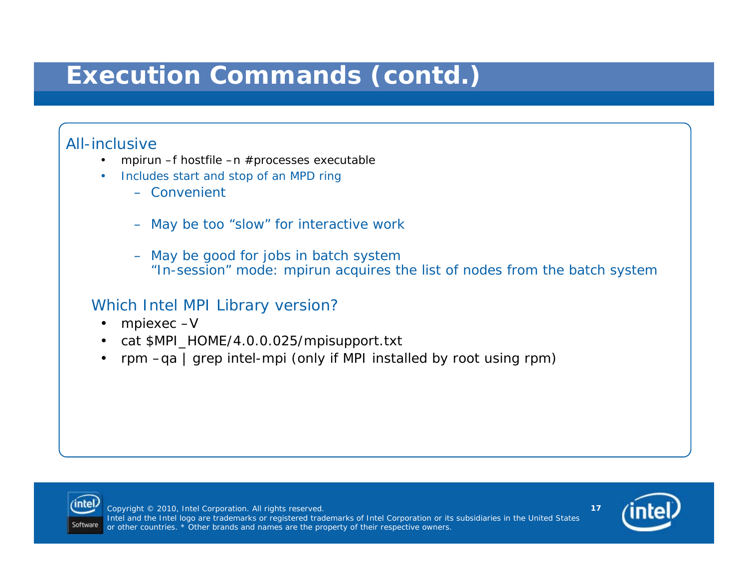# Execution Commands (contd.)

All-inclusive

- mpirun –f hostfile –n #processes executable
- Includes start and stop of an MPD ring
  - Convenient
  - May be too “slow” for interactive work
  - May be good for jobs in batch system
    “In-session” mode: mpirun acquires the list of nodes from the batch system

Which Intel MPI Library version?

- mpiexec –V
- cat $MPI_HOME/4.0.0.025/mpisupport.txt
- rpm –qa | grep intel-mpi (only if MPI installed by root using rpm)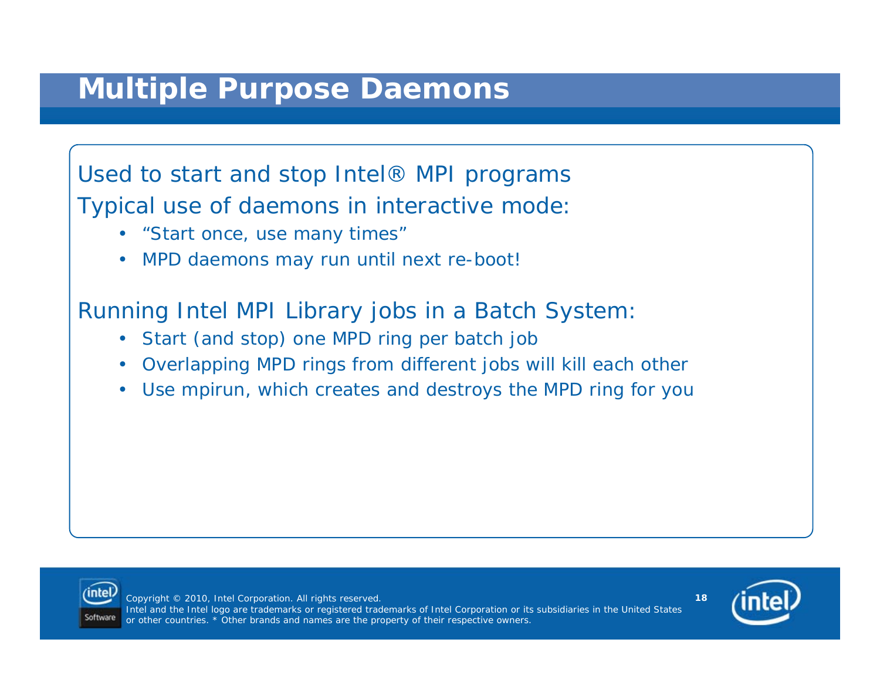# Multiple Purpose Daemons

Used to start and stop Intel® MPI programs

Typical use of daemons in interactive mode:

- “Start once, use many times”
- MPD daemons may run until next re-boot!

Running Intel MPI Library jobs in a Batch System:

- Start (and stop) one MPD ring per batch job
- Overlapping MPD rings from different jobs will kill each other
- Use mpirun, which creates and destroys the MPD ring for you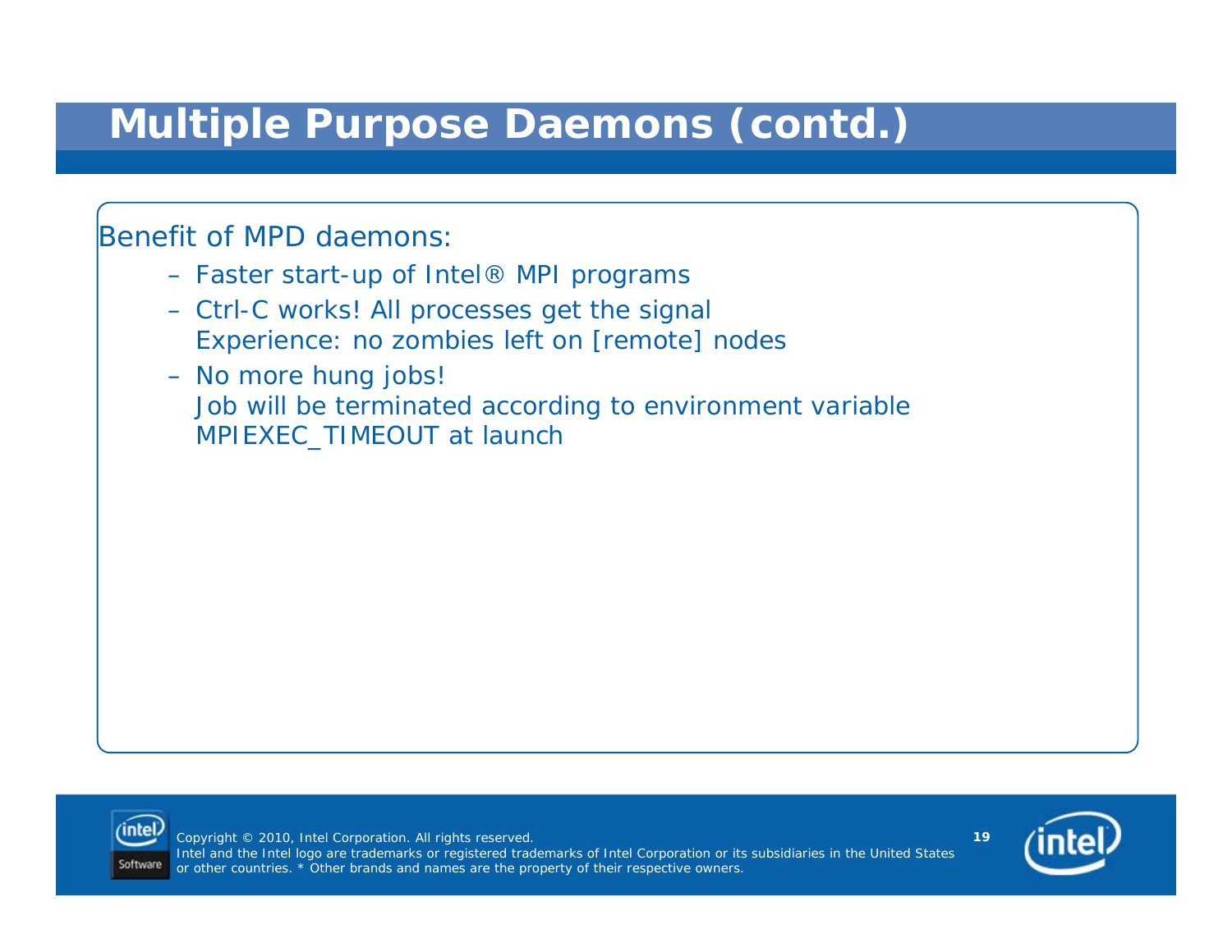# Multiple Purpose Daemons (contd.)

Benefit of MPD daemons:

- Faster start-up of Intel® MPI programs
- Ctrl-C works! All processes get the signal
  Experience: no zombies left on [remote] nodes
- No more hung jobs!
  Job will be terminated according to environment variable MPIEXEC_TIMEOUT at launch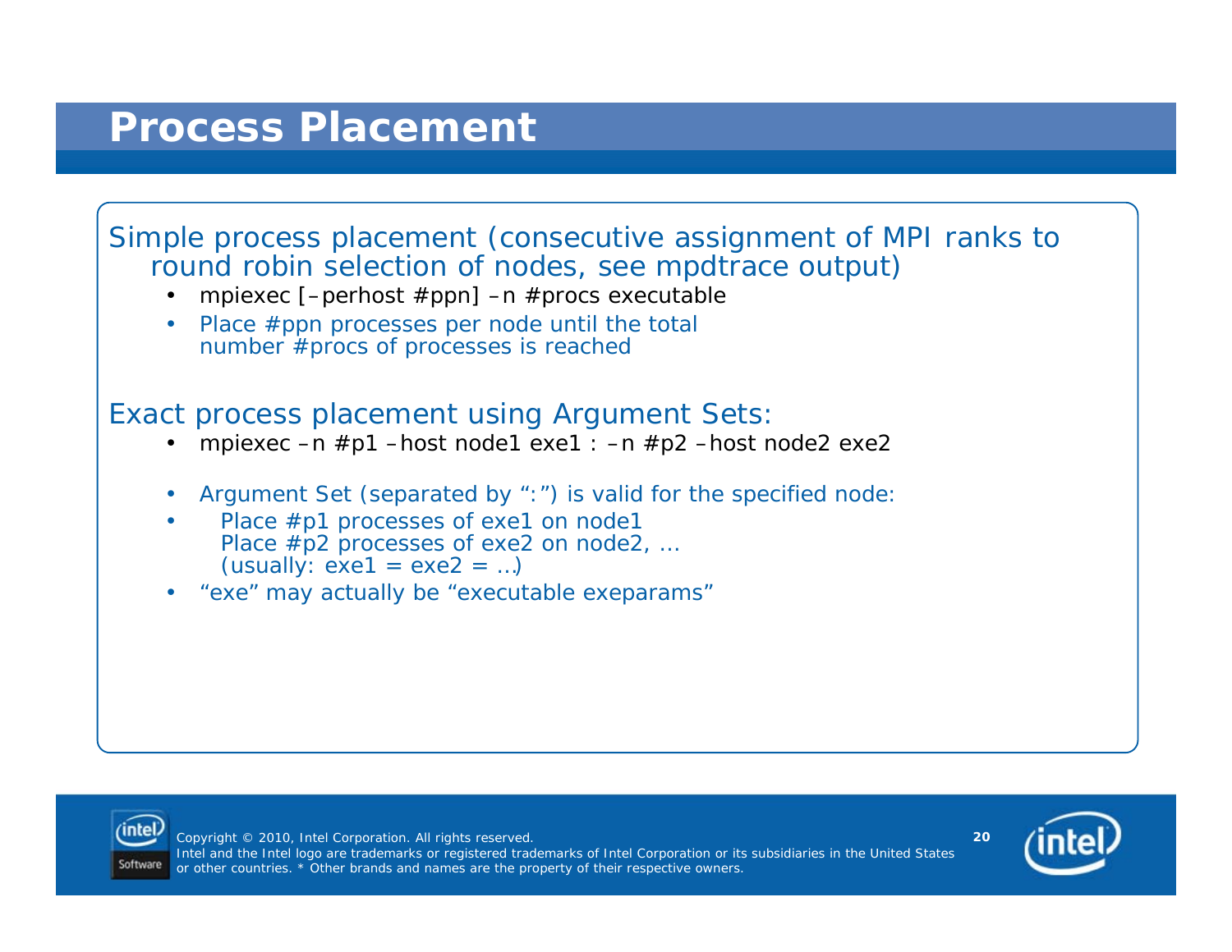# Process Placement

Simple process placement (consecutive assignment of MPI ranks to round robin selection of nodes, see mpdtrace output)

- mpiexec [–perhost #ppn] –n #procs executable
- Place #ppn processes per node until the total number #procs of processes is reached

Exact process placement using Argument Sets:

- mpiexec –n #p1 –host node1 exe1 : –n #p2 –host node2 exe2
- Argument Set (separated by ":") is valid for the specified node:
- Place #p1 processes of exe1 on node1
  Place #p2 processes of exe2 on node2, …
  (usually: exe1 = exe2 = …)
- "exe" may actually be "executable exeparams"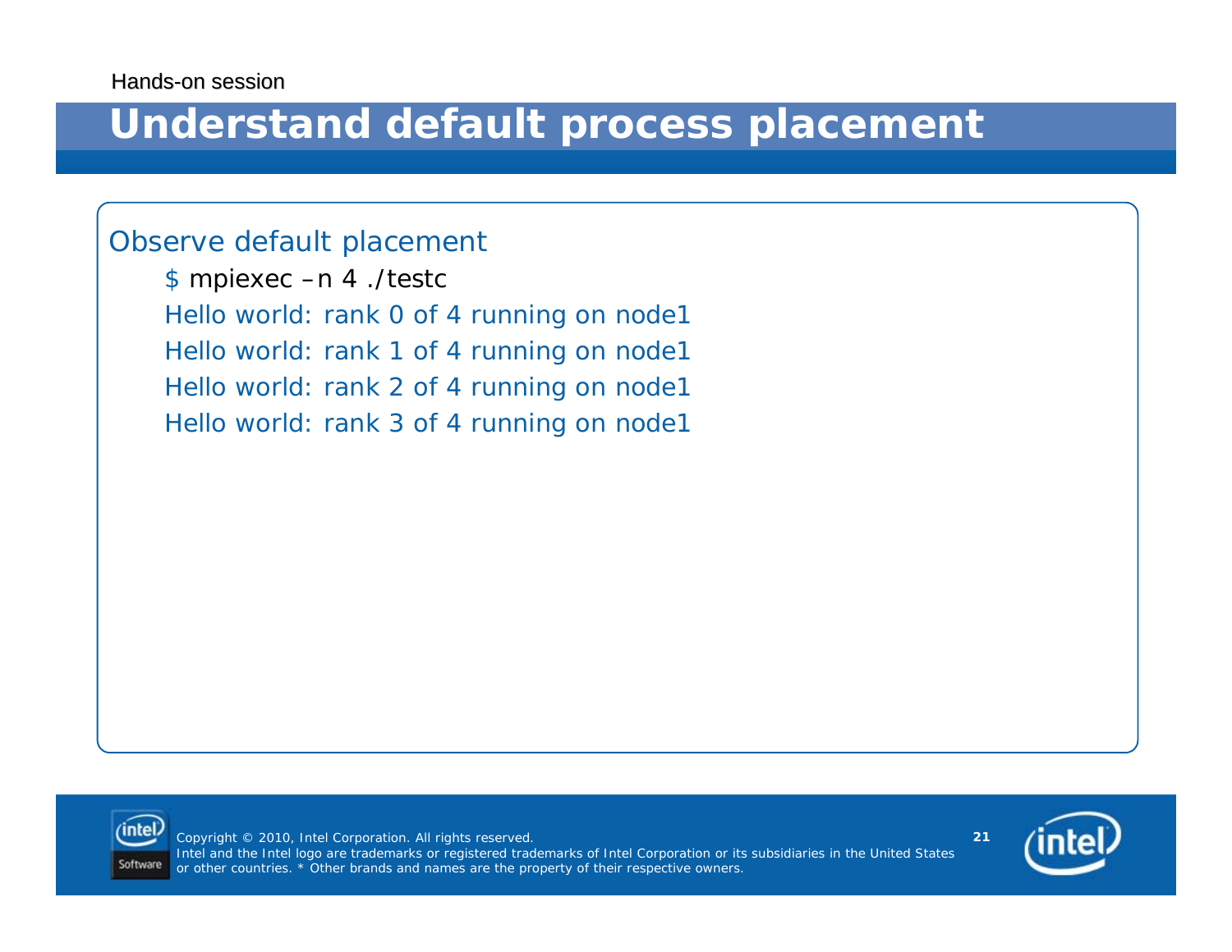Hands-on session

# Understand default process placement

Observe default placement

```
$ mpiexec –n 4 ./testc
Hello world: rank 0 of 4 running on node1
Hello world: rank 1 of 4 running on node1
Hello world: rank 2 of 4 running on node1
Hello world: rank 3 of 4 running on node1
```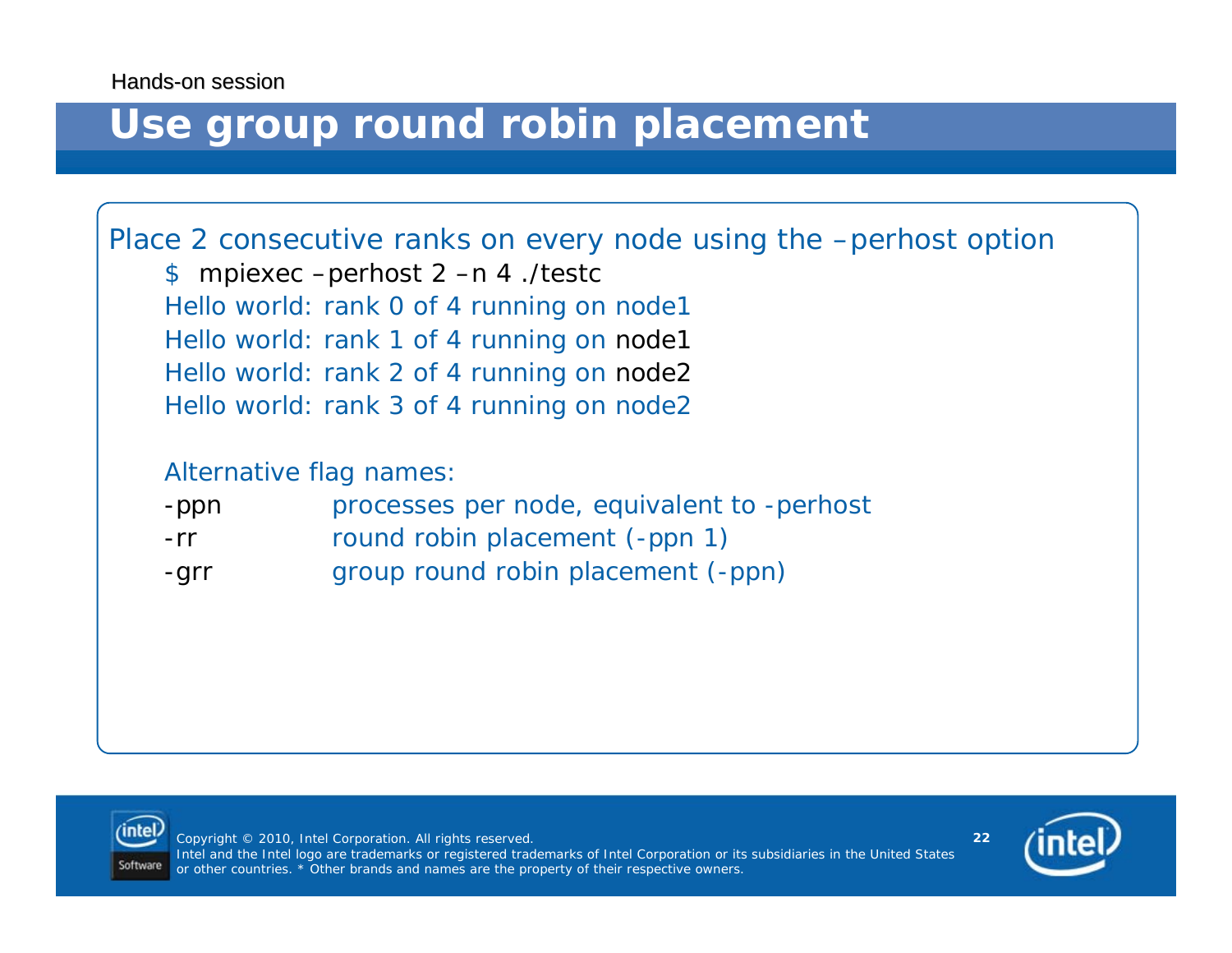Hands-on session

# Use group round robin placement

Place 2 consecutive ranks on every node using the –perhost option

```
$ mpiexec –perhost 2 –n 4 ./testc
Hello world: rank 0 of 4 running on node1
Hello world: rank 1 of 4 running on node1
Hello world: rank 2 of 4 running on node2
Hello world: rank 3 of 4 running on node2
```

Alternative flag names:

| | |
|---|---|
| -ppn | processes per node, equivalent to -perhost |
| -rr | round robin placement (-ppn 1) |
| -grr | group round robin placement (-ppn) |

Copyright © 2010, Intel Corporation. All rights reserved.
Intel and the Intel logo are trademarks or registered trademarks of Intel Corporation or its subsidiaries in the United States or other countries. * Other brands and names are the property of their respective owners.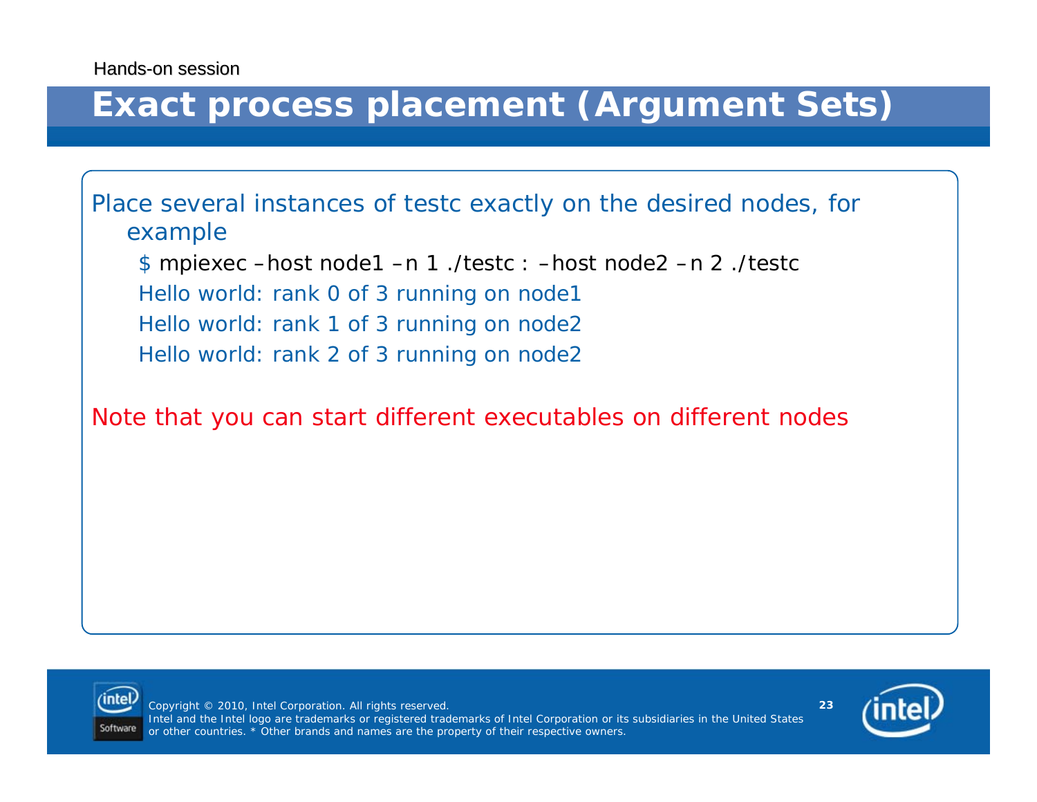# Exact process placement (Argument Sets)

Place several instances of testc exactly on the desired nodes, for example

```
$ mpiexec –host node1 –n 1 ./testc : –host node2 –n 2 ./testc
Hello world: rank 0 of 3 running on node1
Hello world: rank 1 of 3 running on node2
Hello world: rank 2 of 3 running on node2
```

Note that you can start different executables on different nodes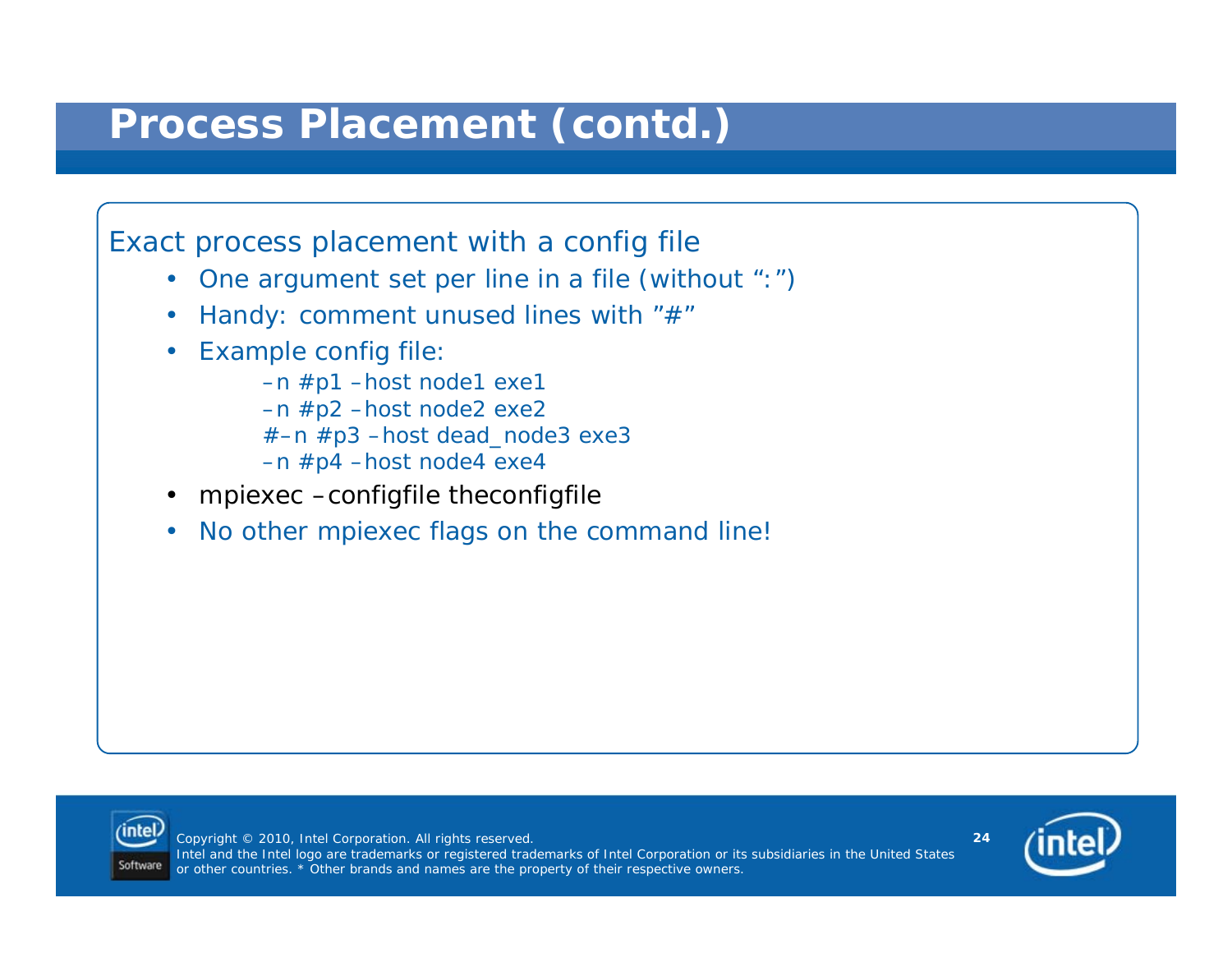# Process Placement (contd.)

Exact process placement with a config file

- One argument set per line in a file (without “:”)
- Handy: comment unused lines with ”#”
- Example config file:

```
–n #p1 –host node1 exe1
–n #p2 –host node2 exe2
#–n #p3 –host dead_node3 exe3
–n #p4 –host node4 exe4
```

- mpiexec –configfile theconfigfile
- No other mpiexec flags on the command line!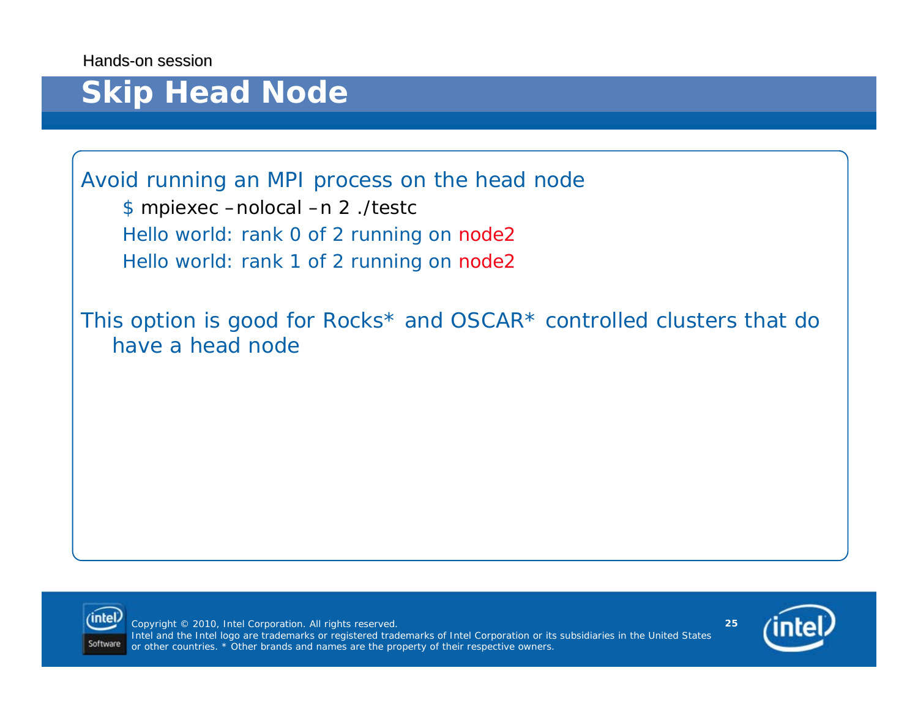Hands-on session

# Skip Head Node

Avoid running an MPI process on the head node

```
$ mpiexec –nolocal –n 2 ./testc
Hello world: rank 0 of 2 running on node2
Hello world: rank 1 of 2 running on node2
```

This option is good for Rocks* and OSCAR* controlled clusters that do have a head node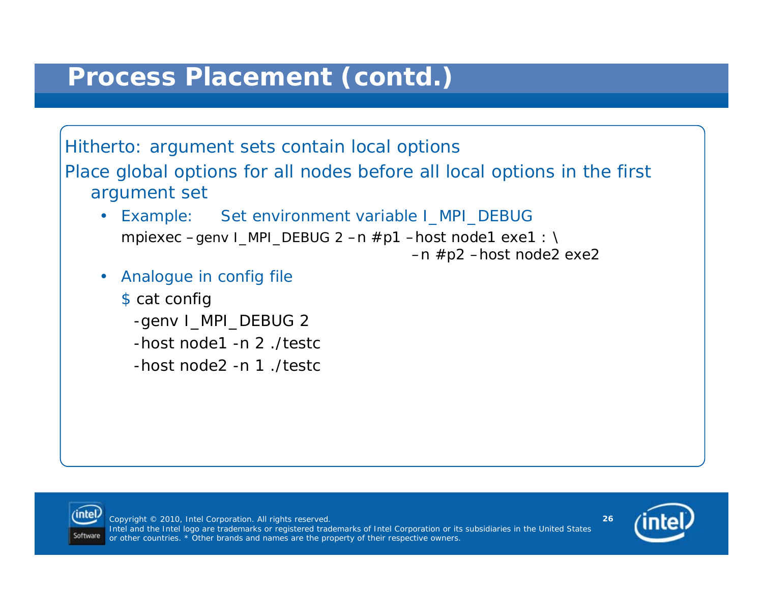# Process Placement (contd.)

Hitherto: argument sets contain local options

Place global options for all nodes before all local options in the first argument set

- Example: Set environment variable I_MPI_DEBUG

```
mpiexec –genv I_MPI_DEBUG 2 –n #p1 –host node1 exe1 : \
                                   –n #p2 –host node2 exe2
```

- Analogue in config file

```
$ cat config
  -genv I_MPI_DEBUG 2
  -host node1 -n 2 ./testc
  -host node2 -n 1 ./testc
```

Copyright © 2010, Intel Corporation. All rights reserved.
Intel and the Intel logo are trademarks or registered trademarks of Intel Corporation or its subsidiaries in the United States or other countries. * Other brands and names are the property of their respective owners.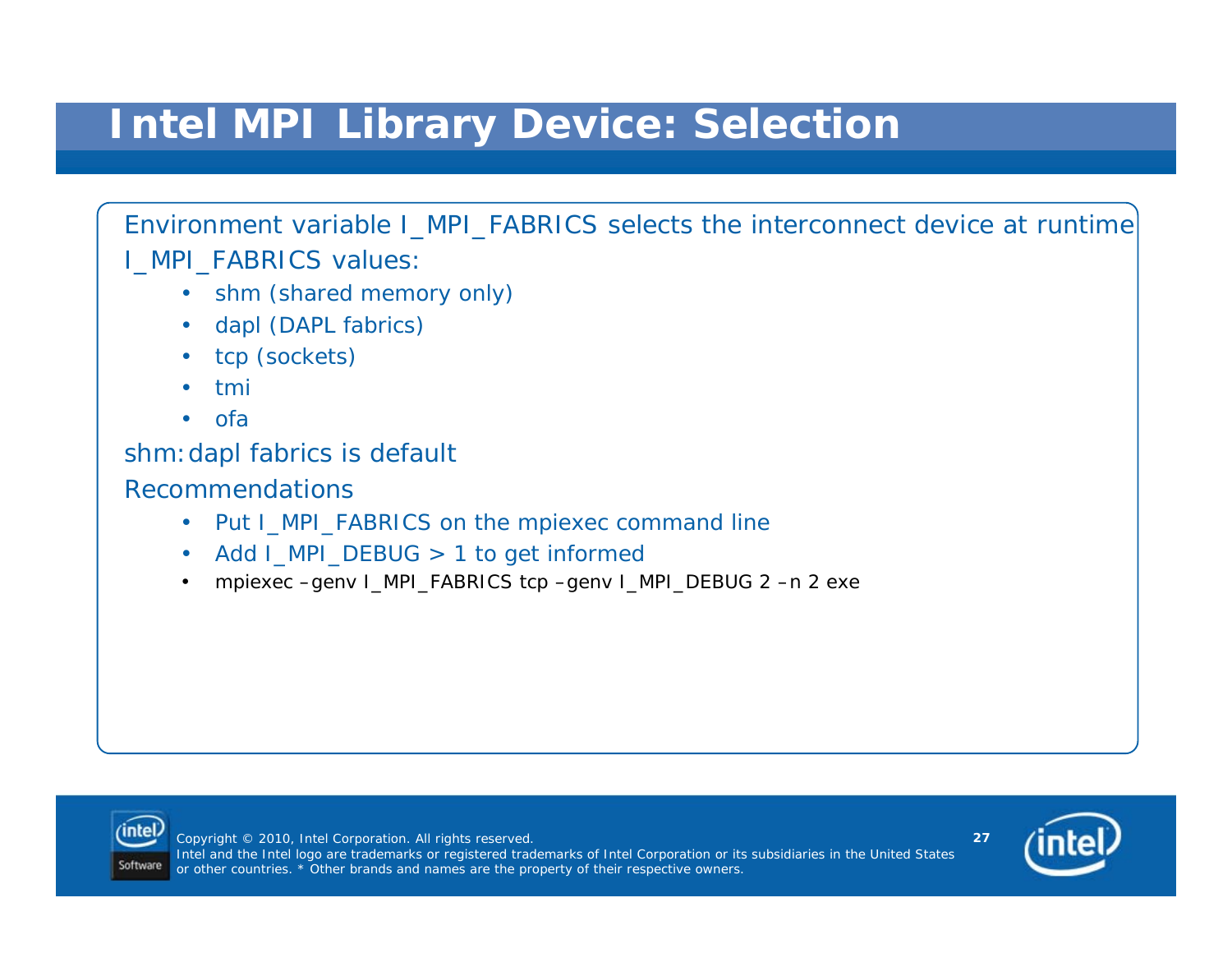# Intel MPI Library Device: Selection

Environment variable I_MPI_FABRICS selects the interconnect device at runtime

I_MPI_FABRICS values:

- shm (shared memory only)
- dapl (DAPL fabrics)
- tcp (sockets)
- tmi
- ofa

shm:dapl fabrics is default

Recommendations

- Put I_MPI_FABRICS on the mpiexec command line
- Add I_MPI_DEBUG > 1 to get informed
- mpiexec –genv I_MPI_FABRICS tcp –genv I_MPI_DEBUG 2 –n 2 exe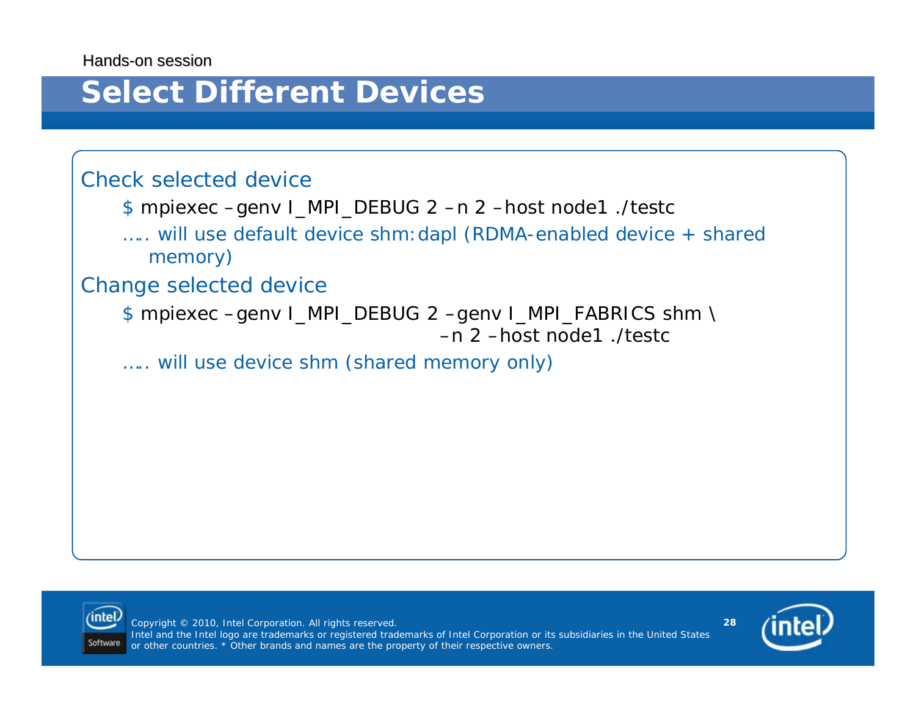Hands-on session

# Select Different Devices

Check selected device

```
$ mpiexec –genv I_MPI_DEBUG 2 –n 2 –host node1 ./testc
```

….. will use default device shm:dapl (RDMA-enabled device + shared memory)

Change selected device

```
$ mpiexec –genv I_MPI_DEBUG 2 –genv I_MPI_FABRICS shm \
                                        –n 2 –host node1 ./testc
```

….. will use device shm (shared memory only)

Copyright © 2010, Intel Corporation. All rights reserved.
Intel and the Intel logo are trademarks or registered trademarks of Intel Corporation or its subsidiaries in the United States or other countries. * Other brands and names are the property of their respective owners.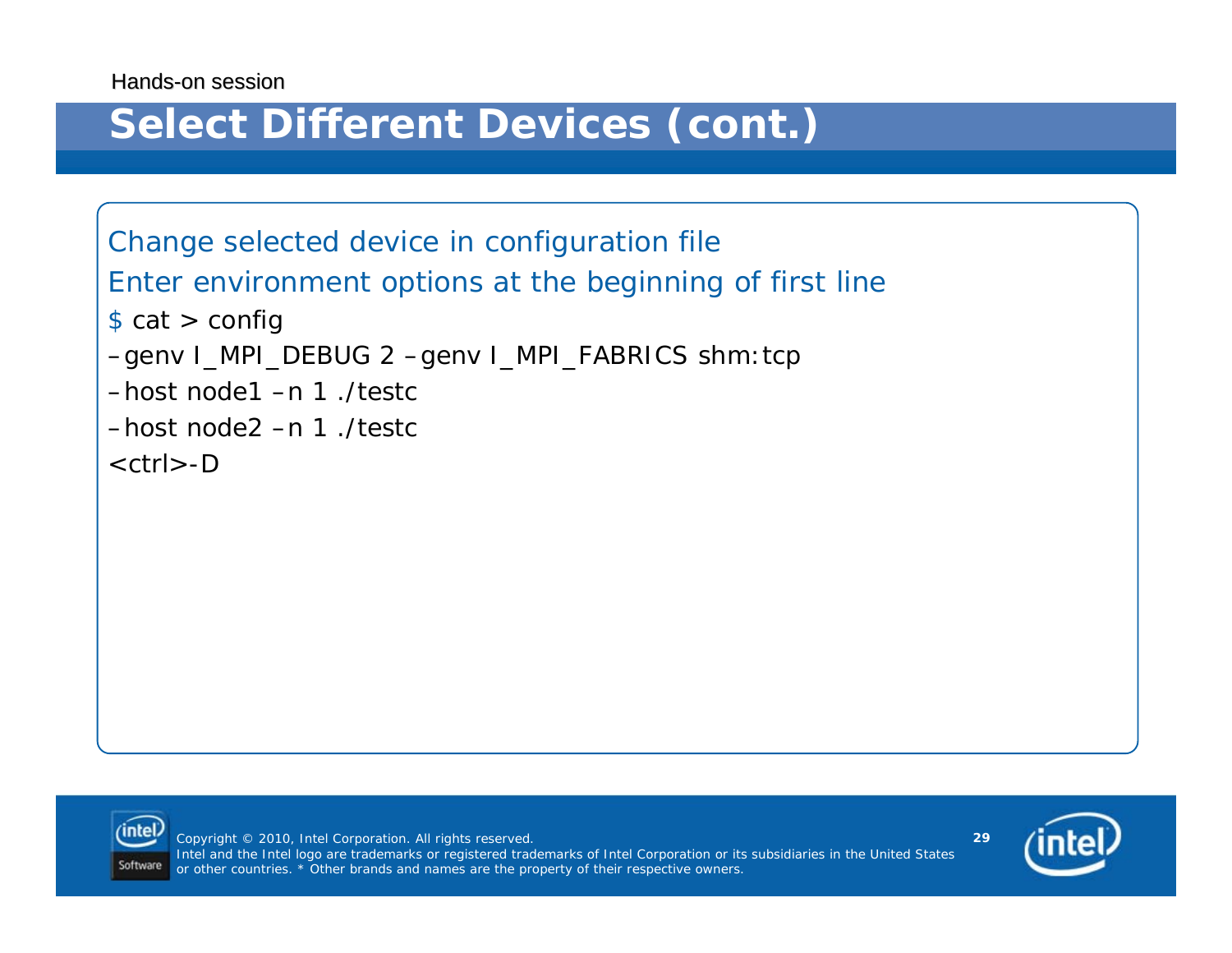# Select Different Devices (cont.)

Change selected device in configuration file

Enter environment options at the beginning of first line

```
$ cat > config
–genv I_MPI_DEBUG 2 –genv I_MPI_FABRICS shm:tcp
–host node1 –n 1 ./testc
–host node2 –n 1 ./testc
<ctrl>-D
```

Copyright © 2010, Intel Corporation. All rights reserved.
Intel and the Intel logo are trademarks or registered trademarks of Intel Corporation or its subsidiaries in the United States or other countries. * Other brands and names are the property of their respective owners.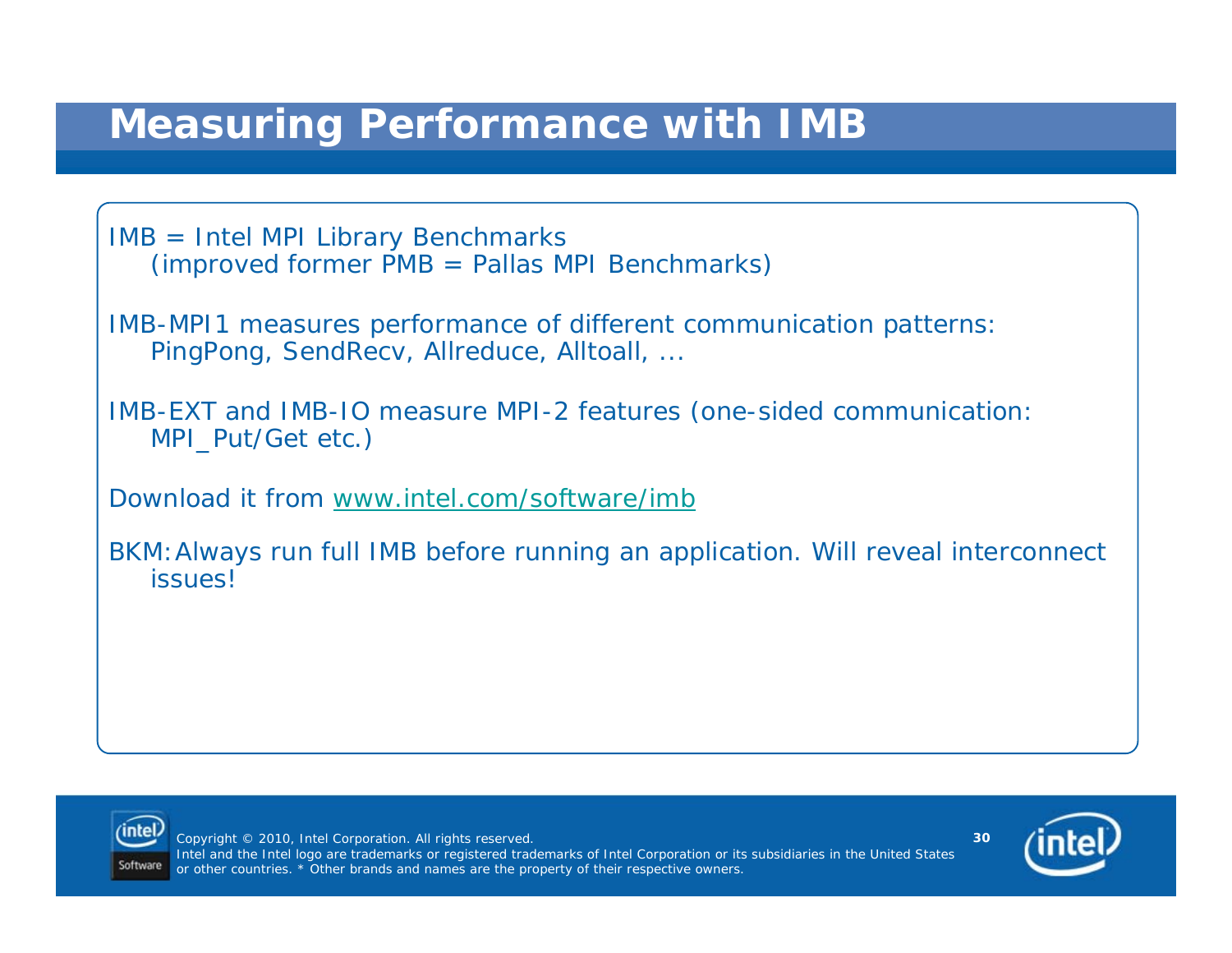# Measuring Performance with IMB

IMB = Intel MPI Library Benchmarks
(improved former PMB = Pallas MPI Benchmarks)

IMB-MPI1 measures performance of different communication patterns:
PingPong, SendRecv, Allreduce, Alltoall, ...

IMB-EXT and IMB-IO measure MPI-2 features (one-sided communication:
MPI_Put/Get etc.)

Download it from [www.intel.com/software/imb](http://www.intel.com/software/imb)

BKM: Always run full IMB before running an application. Will reveal interconnect issues!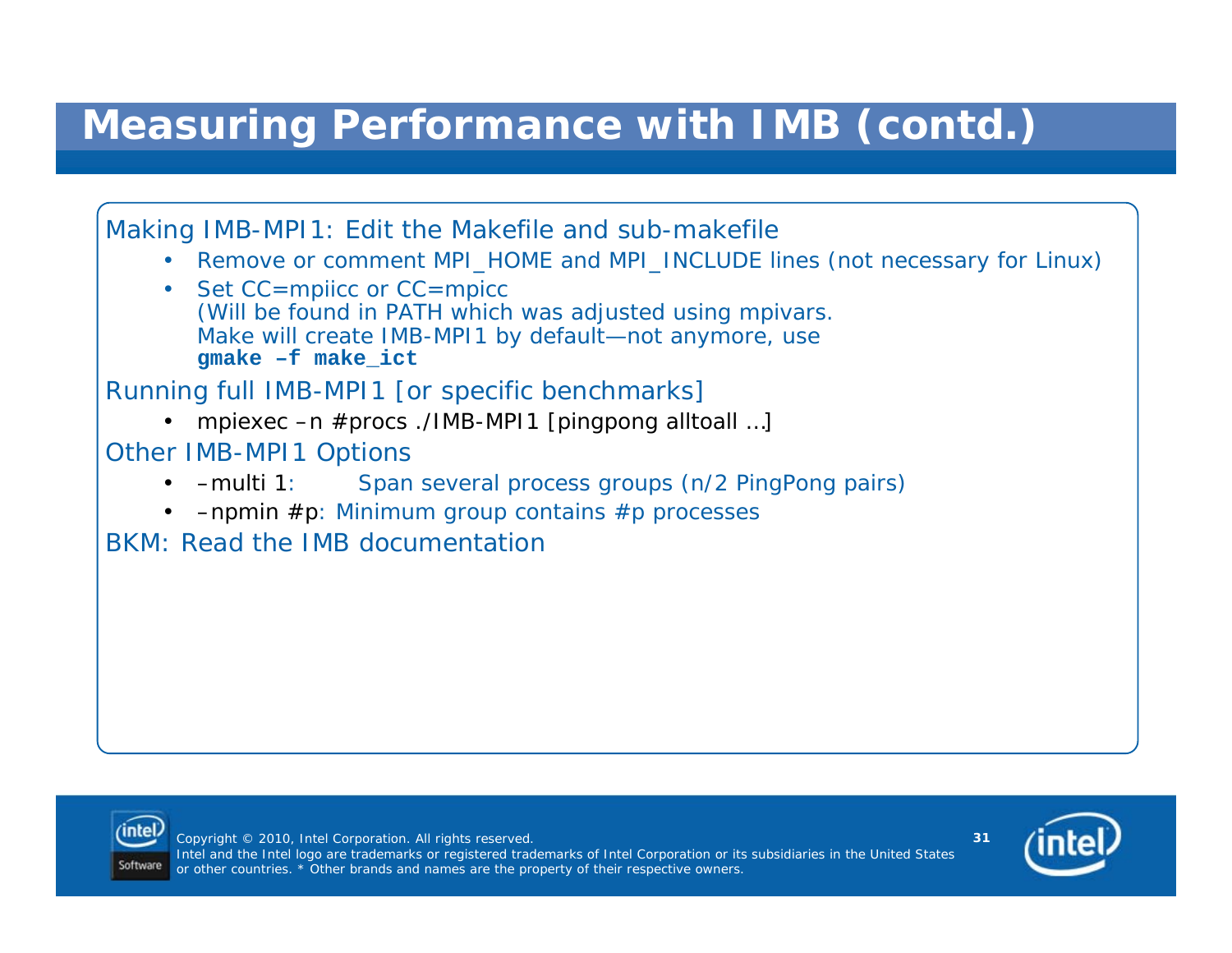# Measuring Performance with IMB (contd.)

Making IMB-MPI1: Edit the Makefile and sub-makefile

- Remove or comment MPI_HOME and MPI_INCLUDE lines (not necessary for Linux)
- Set CC=mpiicc or CC=mpicc
  (Will be found in PATH which was adjusted using mpivars.
  Make will create IMB-MPI1 by default—not anymore, use
  **`gmake –f make_ict`**

Running full IMB-MPI1 [or specific benchmarks]

- mpiexec –n #procs ./IMB-MPI1 [pingpong alltoall …]

Other IMB-MPI1 Options

- –multi 1: Span several process groups (n/2 PingPong pairs)
- –npmin #p: Minimum group contains #p processes

BKM: Read the IMB documentation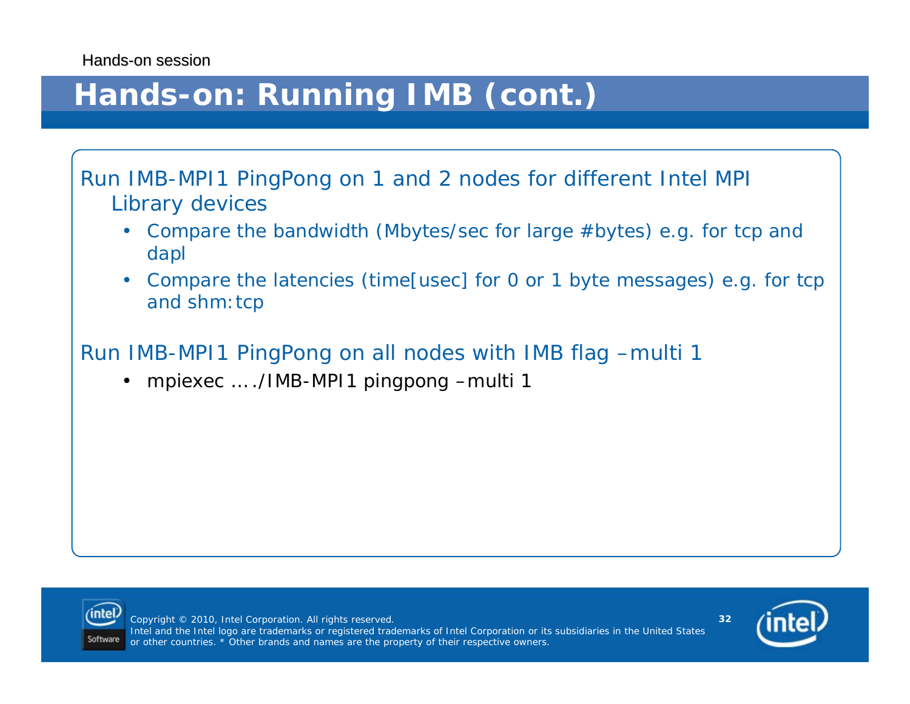# Hands-on: Running IMB (cont.)

Run IMB-MPI1 PingPong on 1 and 2 nodes for different Intel MPI Library devices

- Compare the bandwidth (Mbytes/sec for large #bytes) e.g. for tcp and dapl
- Compare the latencies (time[usec] for 0 or 1 byte messages) e.g. for tcp and shm:tcp

Run IMB-MPI1 PingPong on all nodes with IMB flag –multi 1

- mpiexec …./IMB-MPI1 pingpong –multi 1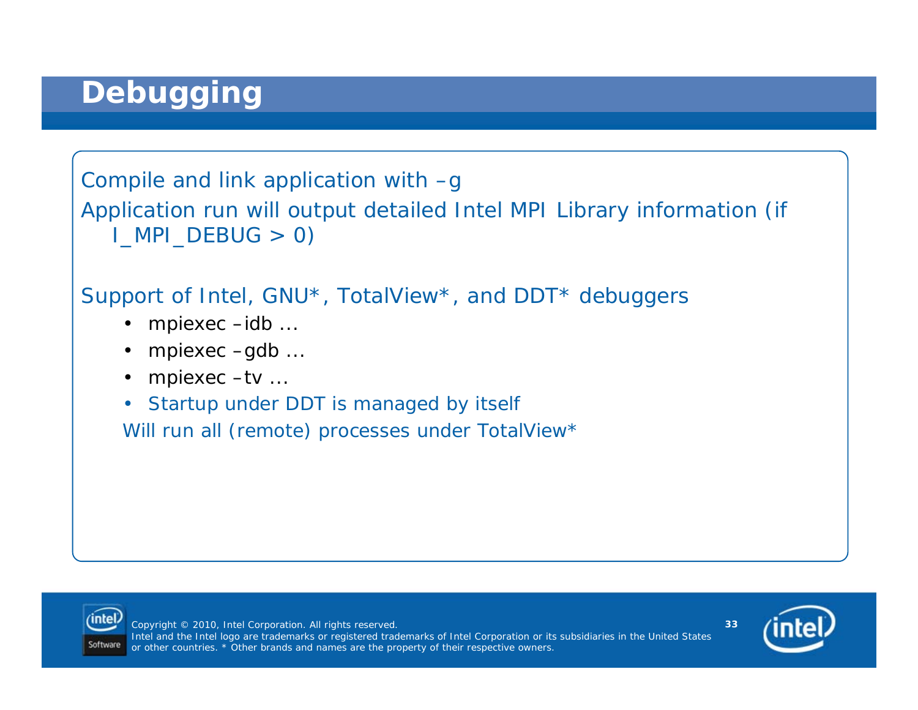# Debugging

Compile and link application with –g

Application run will output detailed Intel MPI Library information (if I_MPI_DEBUG > 0)

Support of Intel, GNU*, TotalView*, and DDT* debuggers

- mpiexec –idb ...
- mpiexec –gdb ...
- mpiexec –tv ...
- Startup under DDT is managed by itself

Will run all (remote) processes under TotalView*

Copyright © 2010, Intel Corporation. All rights reserved.
Intel and the Intel logo are trademarks or registered trademarks of Intel Corporation or its subsidiaries in the United States or other countries. * Other brands and names are the property of their respective owners.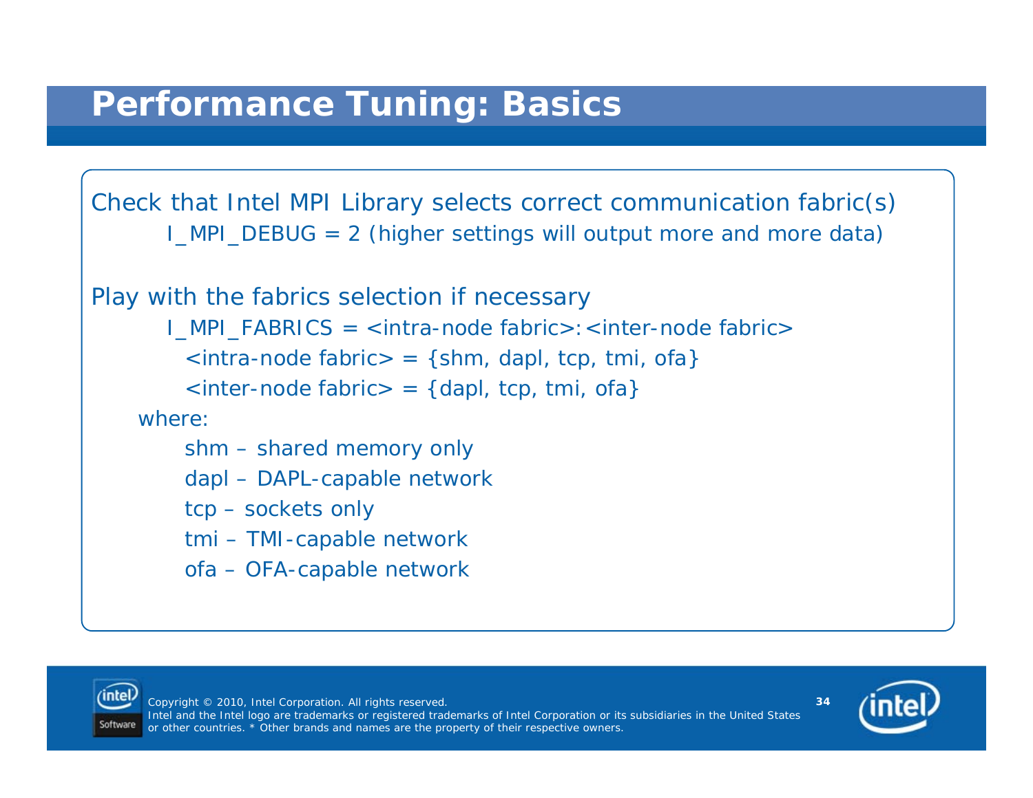# Performance Tuning: Basics

Check that Intel MPI Library selects correct communication fabric(s)

I_MPI_DEBUG = 2 (higher settings will output more and more data)

Play with the fabrics selection if necessary

I_MPI_FABRICS = <intra-node fabric>:<inter-node fabric>

<intra-node fabric> = {shm, dapl, tcp, tmi, ofa}

<inter-node fabric> = {dapl, tcp, tmi, ofa}

where:

- shm – shared memory only
- dapl – DAPL-capable network
- tcp – sockets only
- tmi – TMI-capable network
- ofa – OFA-capable network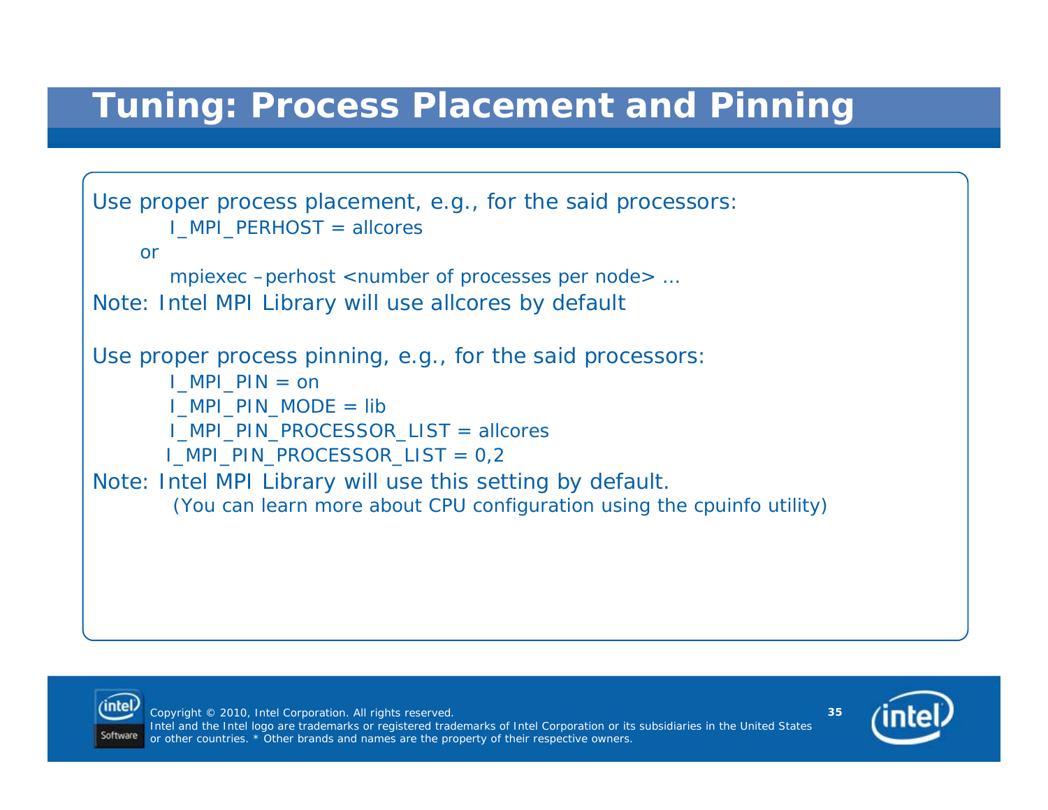# Tuning: Process Placement and Pinning

Use proper process placement, e.g., for the said processors:

    I_MPI_PERHOST = allcores

or

    mpiexec –perhost <number of processes per node> …

Note: Intel MPI Library will use allcores by default

Use proper process pinning, e.g., for the said processors:

    I_MPI_PIN = on
    I_MPI_PIN_MODE = lib
    I_MPI_PIN_PROCESSOR_LIST = allcores
    I_MPI_PIN_PROCESSOR_LIST = 0,2

Note: Intel MPI Library will use this setting by default.

(You can learn more about CPU configuration using the cpuinfo utility)

Copyright © 2010, Intel Corporation. All rights reserved.
Intel and the Intel logo are trademarks or registered trademarks of Intel Corporation or its subsidiaries in the United States or other countries. * Other brands and names are the property of their respective owners.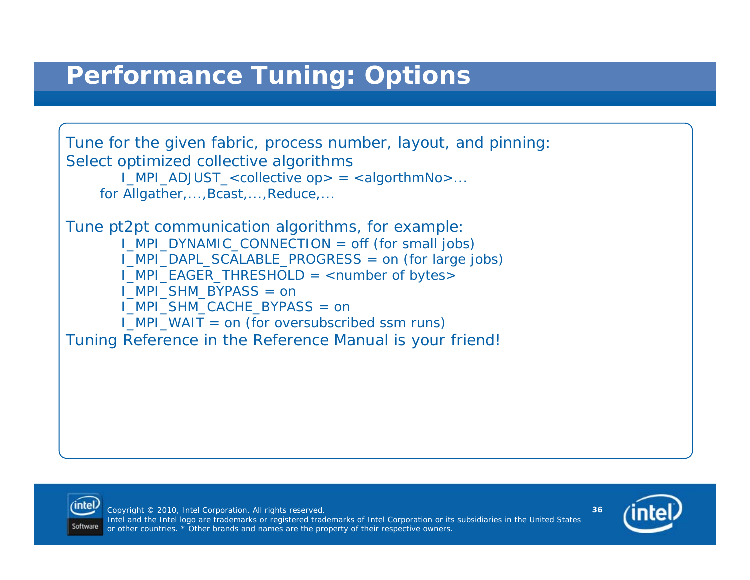# Performance Tuning: Options

Tune for the given fabric, process number, layout, and pinning:

Select optimized collective algorithms

I_MPI_ADJUST_<collective op> = <algorthmNo>...

for Allgather,...,Bcast,...,Reduce,...

Tune pt2pt communication algorithms, for example:

I_MPI_DYNAMIC_CONNECTION = off (for small jobs)

I_MPI_DAPL_SCALABLE_PROGRESS = on (for large jobs)

I_MPI_EAGER_THRESHOLD = <number of bytes>

I_MPI_SHM_BYPASS = on

I_MPI_SHM_CACHE_BYPASS = on

I_MPI_WAIT = on (for oversubscribed ssm runs)

Tuning Reference in the Reference Manual is your friend!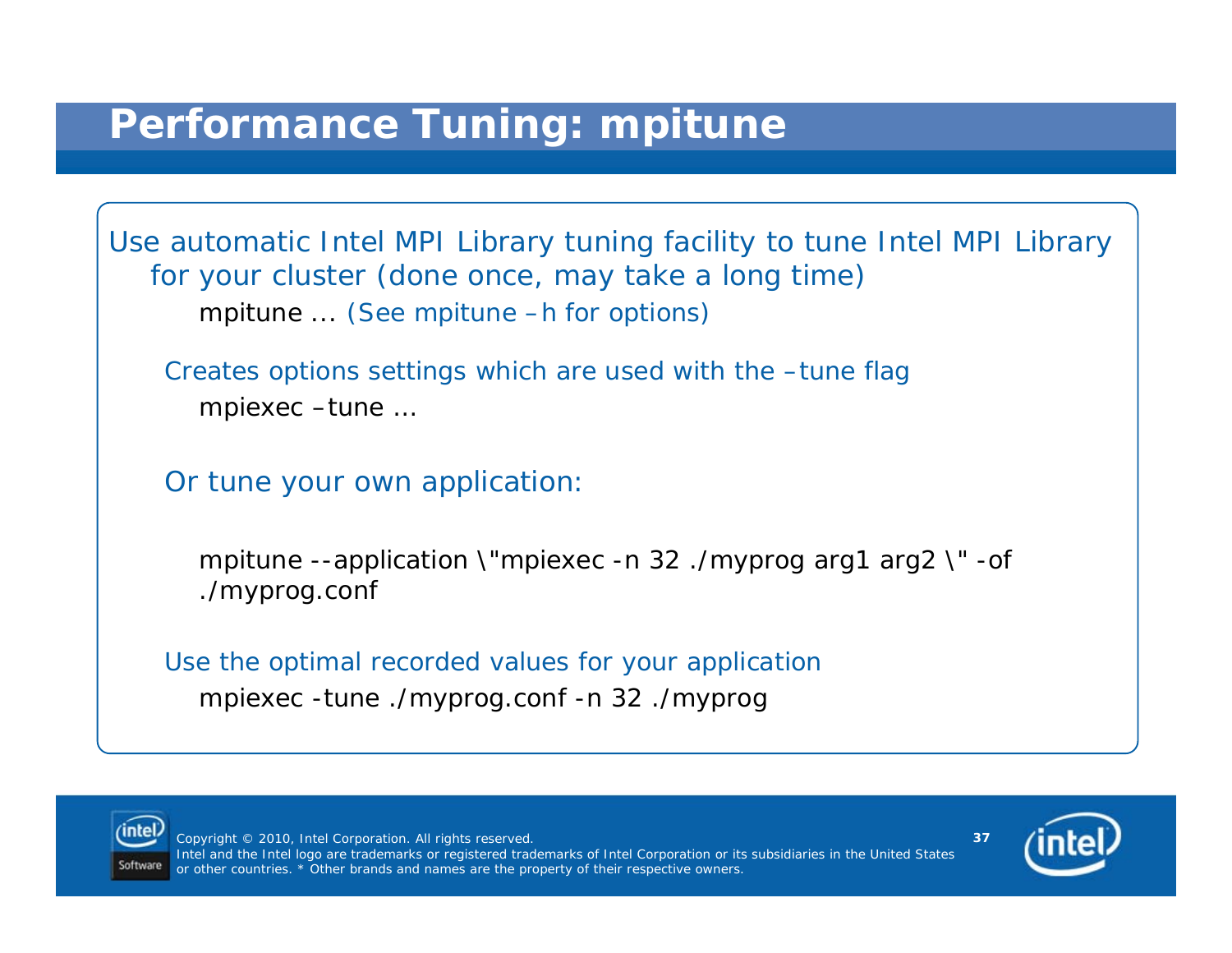# Performance Tuning: mpitune

Use automatic Intel MPI Library tuning facility to tune Intel MPI Library for your cluster (done once, may take a long time)

```
mpitune ...
```
(See mpitune –h for options)

Creates options settings which are used with the –tune flag

```
mpiexec –tune ...
```

Or tune your own application:

```
mpitune --application \"mpiexec -n 32 ./myprog arg1 arg2 \" -of ./myprog.conf
```

Use the optimal recorded values for your application

```
mpiexec -tune ./myprog.conf -n 32 ./myprog
```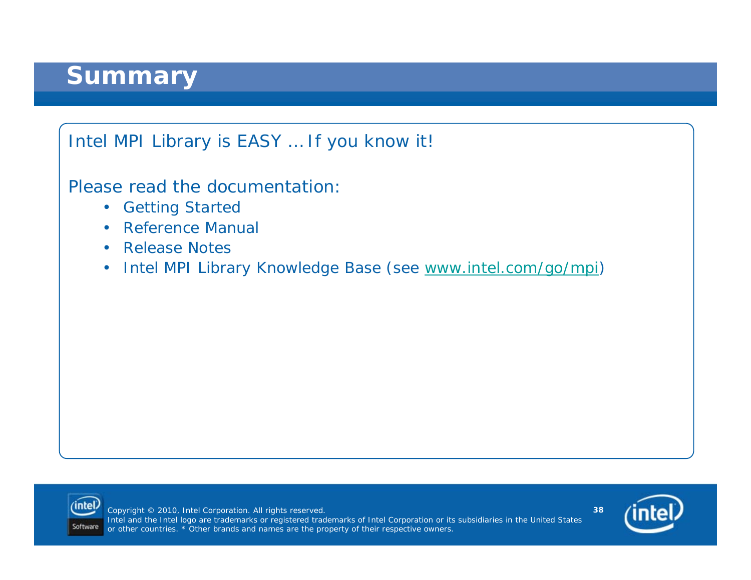# Summary

Intel MPI Library is EASY …If you know it!

Please read the documentation:

- Getting Started
- Reference Manual
- Release Notes
- Intel MPI Library Knowledge Base (see www.intel.com/go/mpi)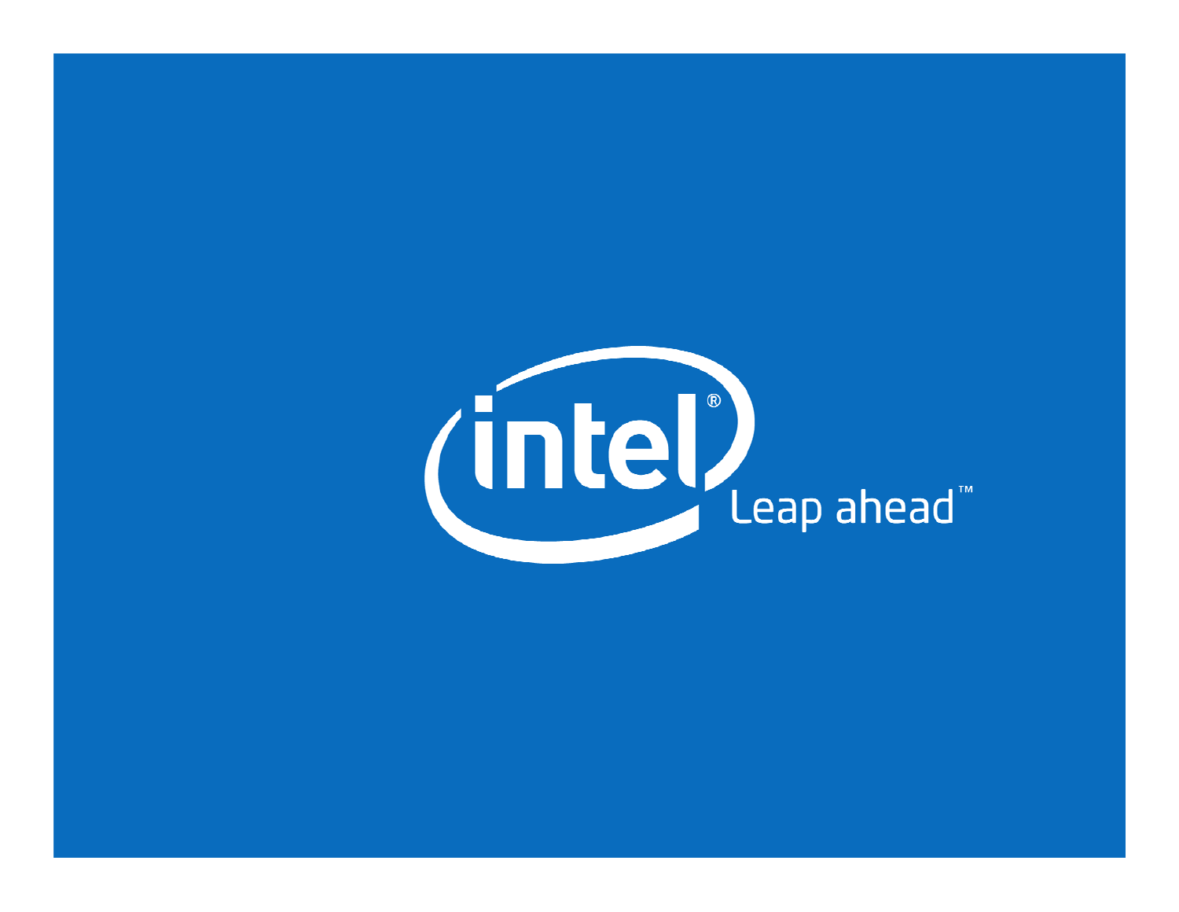intel®

Leap ahead™